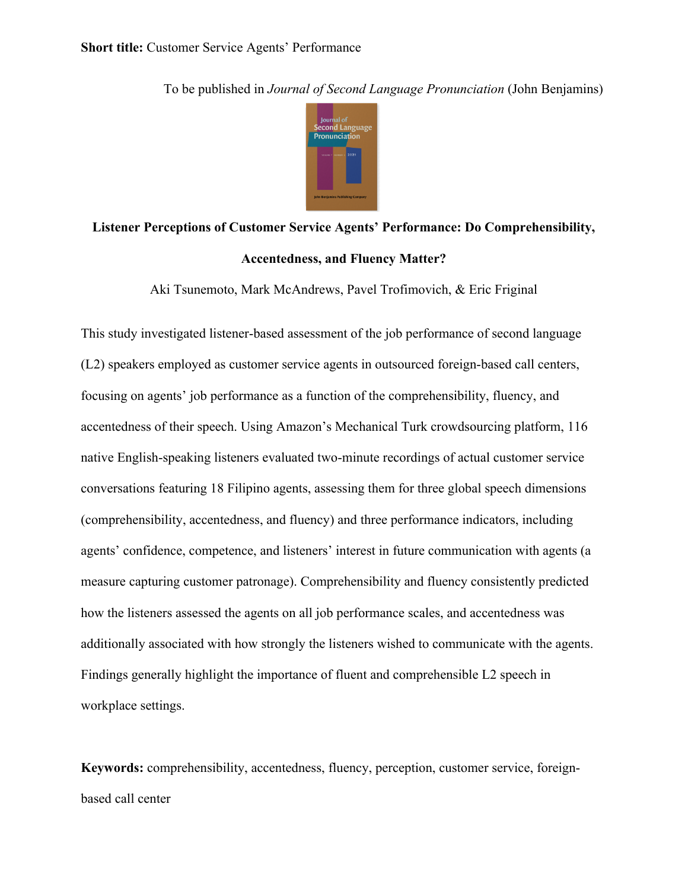**Short title:** Customer Service Agents' Performance

To be published in *Journal of Second Language Pronunciation* (John Benjamins)

# Listener Perceptions of Customer Service Agents' Performance: Do Comprehensibility, Accentedness, and Fluency Matter?

Aki Tsunemoto, Mark McAndrews, Pavel Trofimovich, & Eric Friginal

This study investigated listener-based assessment of the job performance of second language (L2) speakers employed as customer service agents in outsourced foreign-based call centers, focusing on agents' job performance as a function of the comprehensibility, fluency, and accentedness of their speech. Using Amazon's Mechanical Turk crowdsourcing platform, 116 native English-speaking listeners evaluated two-minute recordings of actual customer service conversations featuring 18 Filipino agents, assessing them for three global speech dimensions (comprehensibility, accentedness, and fluency) and three performance indicators, including agents' confidence, competence, and listeners' interest in future communication with agents (a measure capturing customer patronage). Comprehensibility and fluency consistently predicted how the listeners assessed the agents on all job performance scales, and accentedness was additionally associated with how strongly the listeners wished to communicate with the agents. Findings generally highlight the importance of fluent and comprehensible L2 speech in workplace settings.

**Keywords:** comprehensibility, accentedness, fluency, perception, customer service, foreign-based call center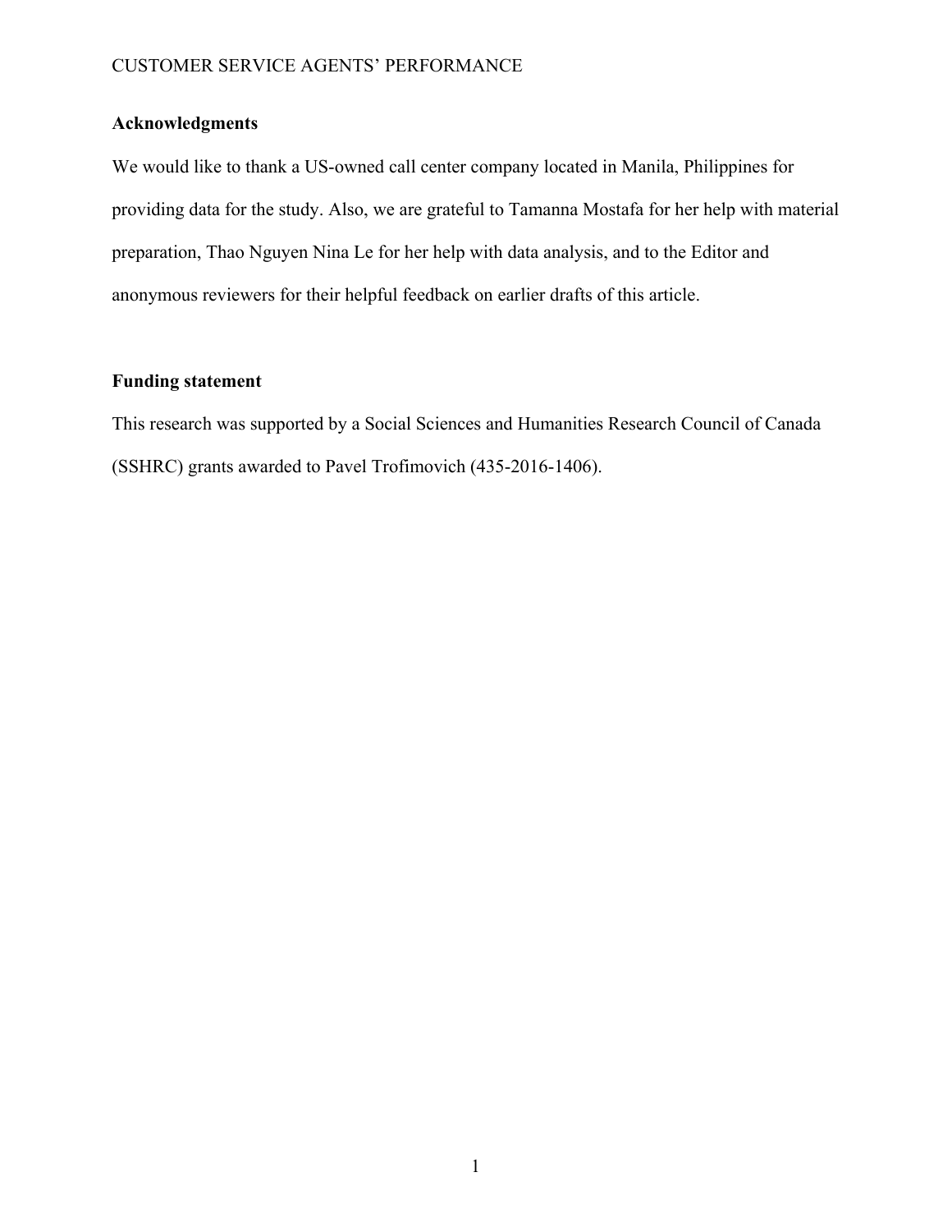## Acknowledgments

We would like to thank a US-owned call center company located in Manila, Philippines for providing data for the study. Also, we are grateful to Tamanna Mostafa for her help with material preparation, Thao Nguyen Nina Le for her help with data analysis, and to the Editor and anonymous reviewers for their helpful feedback on earlier drafts of this article.

## Funding statement

This research was supported by a Social Sciences and Humanities Research Council of Canada (SSHRC) grants awarded to Pavel Trofimovich (435-2016-1406).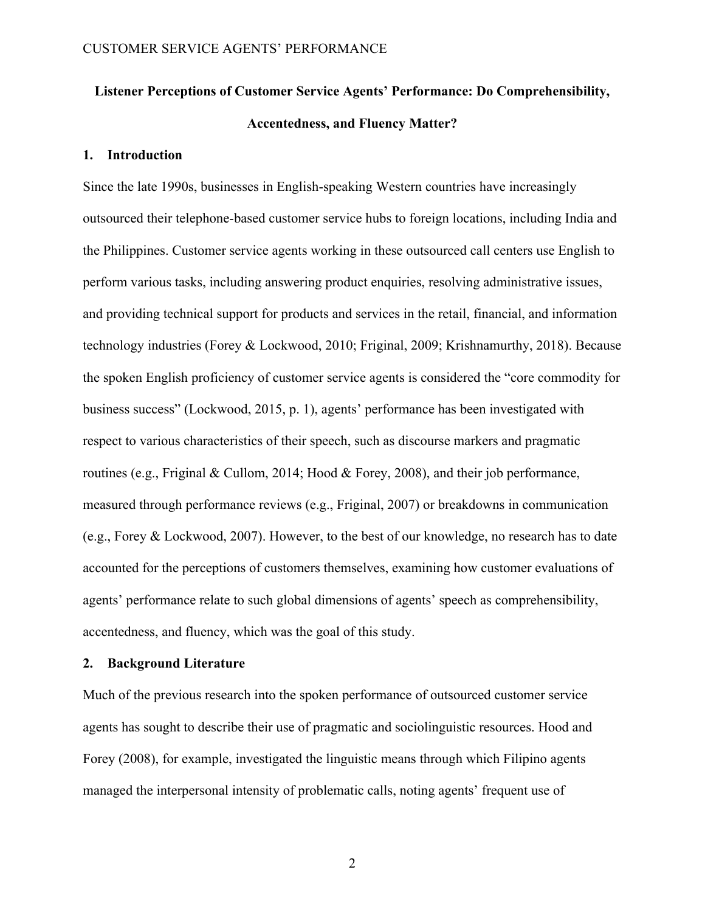**Listener Perceptions of Customer Service Agents' Performance: Do Comprehensibility, Accentedness, and Fluency Matter?**

## 1. Introduction

Since the late 1990s, businesses in English-speaking Western countries have increasingly outsourced their telephone-based customer service hubs to foreign locations, including India and the Philippines. Customer service agents working in these outsourced call centers use English to perform various tasks, including answering product enquiries, resolving administrative issues, and providing technical support for products and services in the retail, financial, and information technology industries (Forey & Lockwood, 2010; Friginal, 2009; Krishnamurthy, 2018). Because the spoken English proficiency of customer service agents is considered the "core commodity for business success" (Lockwood, 2015, p. 1), agents' performance has been investigated with respect to various characteristics of their speech, such as discourse markers and pragmatic routines (e.g., Friginal & Cullom, 2014; Hood & Forey, 2008), and their job performance, measured through performance reviews (e.g., Friginal, 2007) or breakdowns in communication (e.g., Forey & Lockwood, 2007). However, to the best of our knowledge, no research has to date accounted for the perceptions of customers themselves, examining how customer evaluations of agents' performance relate to such global dimensions of agents' speech as comprehensibility, accentedness, and fluency, which was the goal of this study.

## 2. Background Literature

Much of the previous research into the spoken performance of outsourced customer service agents has sought to describe their use of pragmatic and sociolinguistic resources. Hood and Forey (2008), for example, investigated the linguistic means through which Filipino agents managed the interpersonal intensity of problematic calls, noting agents' frequent use of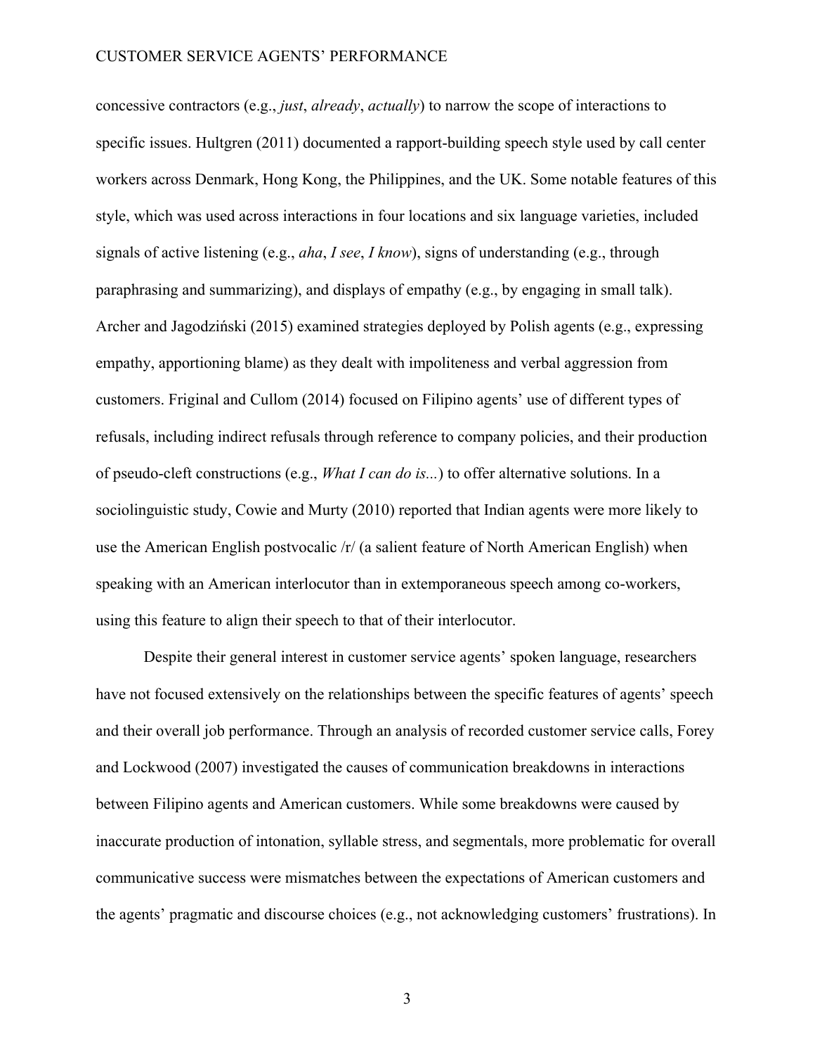concessive contractors (e.g., *just*, *already*, *actually*) to narrow the scope of interactions to specific issues. Hultgren (2011) documented a rapport-building speech style used by call center workers across Denmark, Hong Kong, the Philippines, and the UK. Some notable features of this style, which was used across interactions in four locations and six language varieties, included signals of active listening (e.g., *aha*, *I see*, *I know*), signs of understanding (e.g., through paraphrasing and summarizing), and displays of empathy (e.g., by engaging in small talk). Archer and Jagodziński (2015) examined strategies deployed by Polish agents (e.g., expressing empathy, apportioning blame) as they dealt with impoliteness and verbal aggression from customers. Friginal and Cullom (2014) focused on Filipino agents' use of different types of refusals, including indirect refusals through reference to company policies, and their production of pseudo-cleft constructions (e.g., *What I can do is...*) to offer alternative solutions. In a sociolinguistic study, Cowie and Murty (2010) reported that Indian agents were more likely to use the American English postvocalic /r/ (a salient feature of North American English) when speaking with an American interlocutor than in extemporaneous speech among co-workers, using this feature to align their speech to that of their interlocutor.

Despite their general interest in customer service agents' spoken language, researchers have not focused extensively on the relationships between the specific features of agents' speech and their overall job performance. Through an analysis of recorded customer service calls, Forey and Lockwood (2007) investigated the causes of communication breakdowns in interactions between Filipino agents and American customers. While some breakdowns were caused by inaccurate production of intonation, syllable stress, and segmentals, more problematic for overall communicative success were mismatches between the expectations of American customers and the agents' pragmatic and discourse choices (e.g., not acknowledging customers' frustrations). In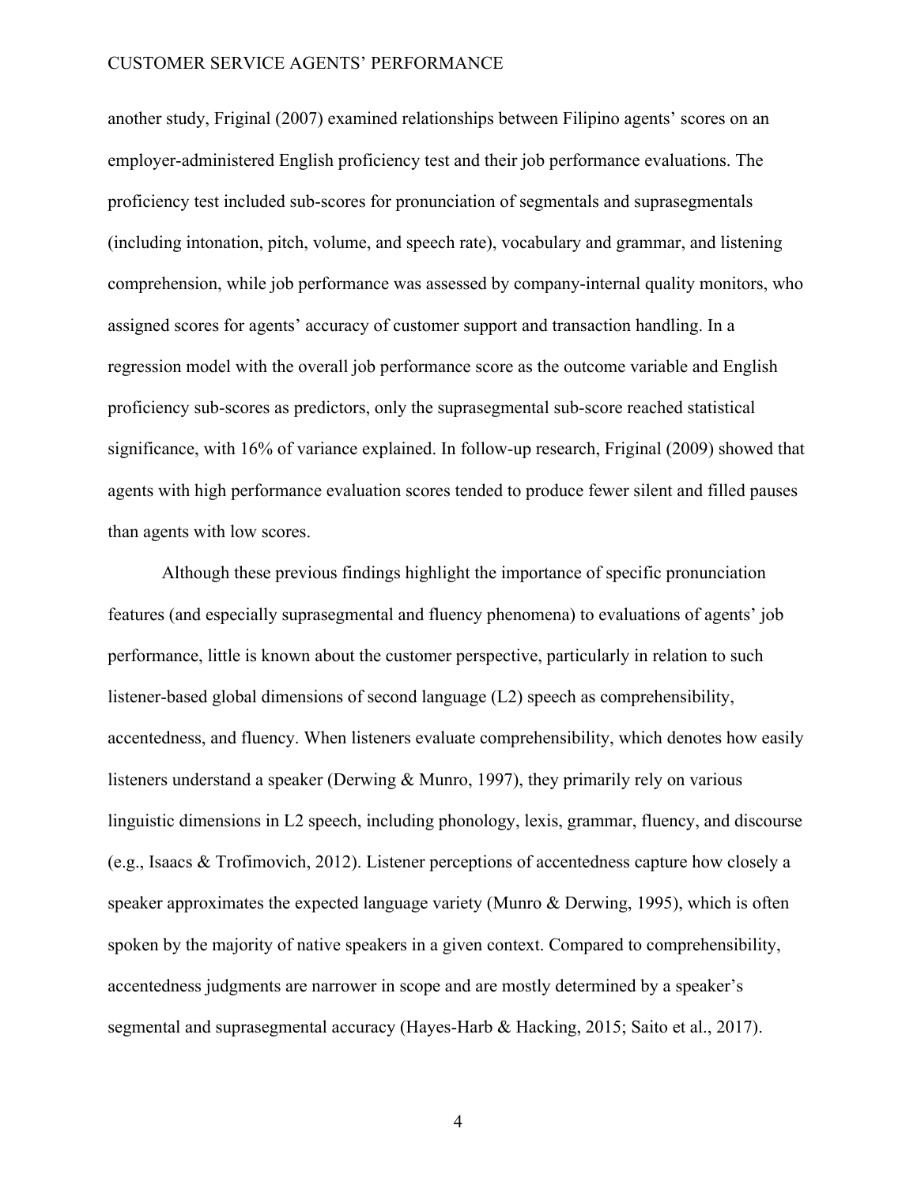another study, Friginal (2007) examined relationships between Filipino agents' scores on an employer-administered English proficiency test and their job performance evaluations. The proficiency test included sub-scores for pronunciation of segmentals and suprasegmentals (including intonation, pitch, volume, and speech rate), vocabulary and grammar, and listening comprehension, while job performance was assessed by company-internal quality monitors, who assigned scores for agents' accuracy of customer support and transaction handling. In a regression model with the overall job performance score as the outcome variable and English proficiency sub-scores as predictors, only the suprasegmental sub-score reached statistical significance, with 16% of variance explained. In follow-up research, Friginal (2009) showed that agents with high performance evaluation scores tended to produce fewer silent and filled pauses than agents with low scores.

Although these previous findings highlight the importance of specific pronunciation features (and especially suprasegmental and fluency phenomena) to evaluations of agents' job performance, little is known about the customer perspective, particularly in relation to such listener-based global dimensions of second language (L2) speech as comprehensibility, accentedness, and fluency. When listeners evaluate comprehensibility, which denotes how easily listeners understand a speaker (Derwing & Munro, 1997), they primarily rely on various linguistic dimensions in L2 speech, including phonology, lexis, grammar, fluency, and discourse (e.g., Isaacs & Trofimovich, 2012). Listener perceptions of accentedness capture how closely a speaker approximates the expected language variety (Munro & Derwing, 1995), which is often spoken by the majority of native speakers in a given context. Compared to comprehensibility, accentedness judgments are narrower in scope and are mostly determined by a speaker's segmental and suprasegmental accuracy (Hayes-Harb & Hacking, 2015; Saito et al., 2017).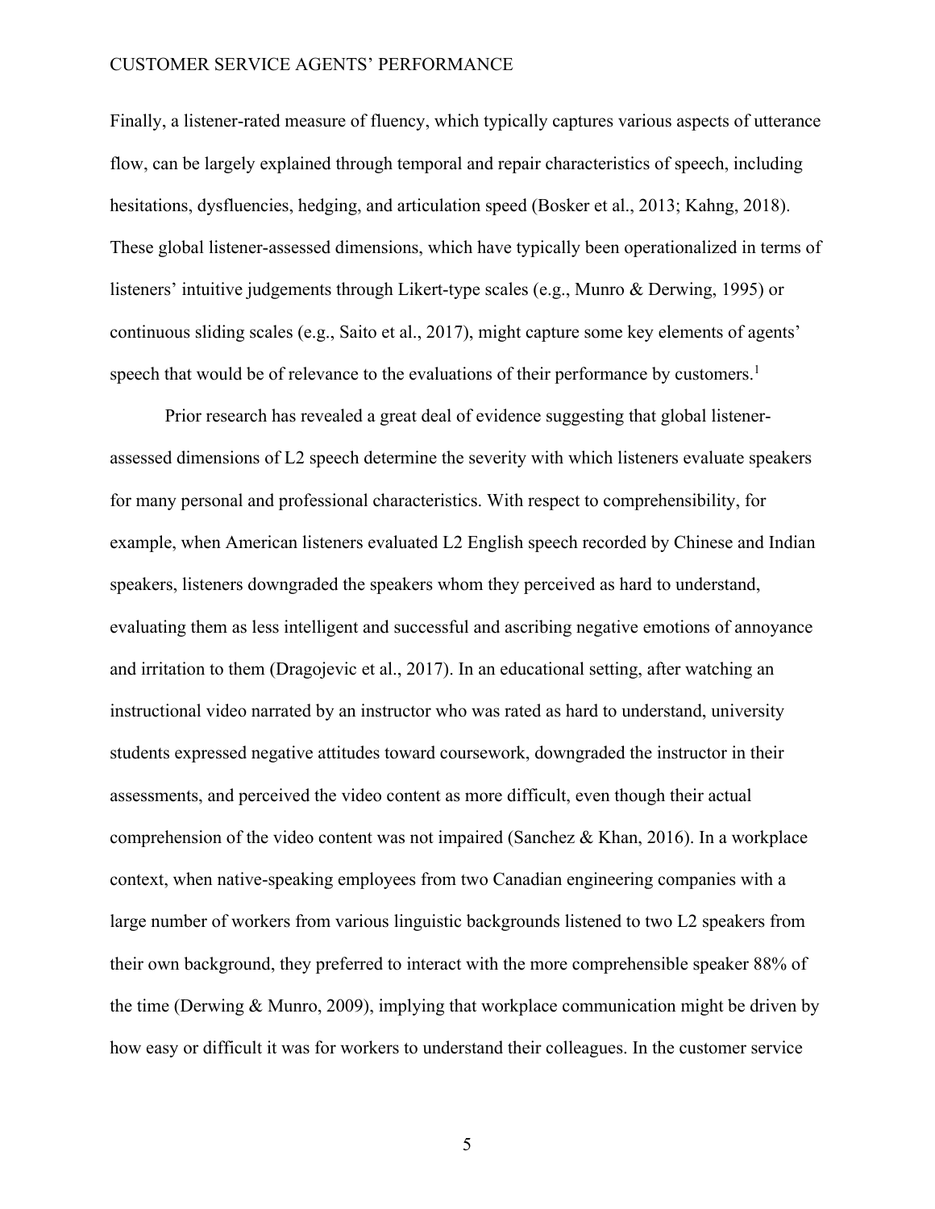Finally, a listener-rated measure of fluency, which typically captures various aspects of utterance flow, can be largely explained through temporal and repair characteristics of speech, including hesitations, dysfluencies, hedging, and articulation speed (Bosker et al., 2013; Kahng, 2018). These global listener-assessed dimensions, which have typically been operationalized in terms of listeners' intuitive judgements through Likert-type scales (e.g., Munro & Derwing, 1995) or continuous sliding scales (e.g., Saito et al., 2017), might capture some key elements of agents' speech that would be of relevance to the evaluations of their performance by customers.[1]

Prior research has revealed a great deal of evidence suggesting that global listener-assessed dimensions of L2 speech determine the severity with which listeners evaluate speakers for many personal and professional characteristics. With respect to comprehensibility, for example, when American listeners evaluated L2 English speech recorded by Chinese and Indian speakers, listeners downgraded the speakers whom they perceived as hard to understand, evaluating them as less intelligent and successful and ascribing negative emotions of annoyance and irritation to them (Dragojevic et al., 2017). In an educational setting, after watching an instructional video narrated by an instructor who was rated as hard to understand, university students expressed negative attitudes toward coursework, downgraded the instructor in their assessments, and perceived the video content as more difficult, even though their actual comprehension of the video content was not impaired (Sanchez & Khan, 2016). In a workplace context, when native-speaking employees from two Canadian engineering companies with a large number of workers from various linguistic backgrounds listened to two L2 speakers from their own background, they preferred to interact with the more comprehensible speaker 88% of the time (Derwing & Munro, 2009), implying that workplace communication might be driven by how easy or difficult it was for workers to understand their colleagues. In the customer service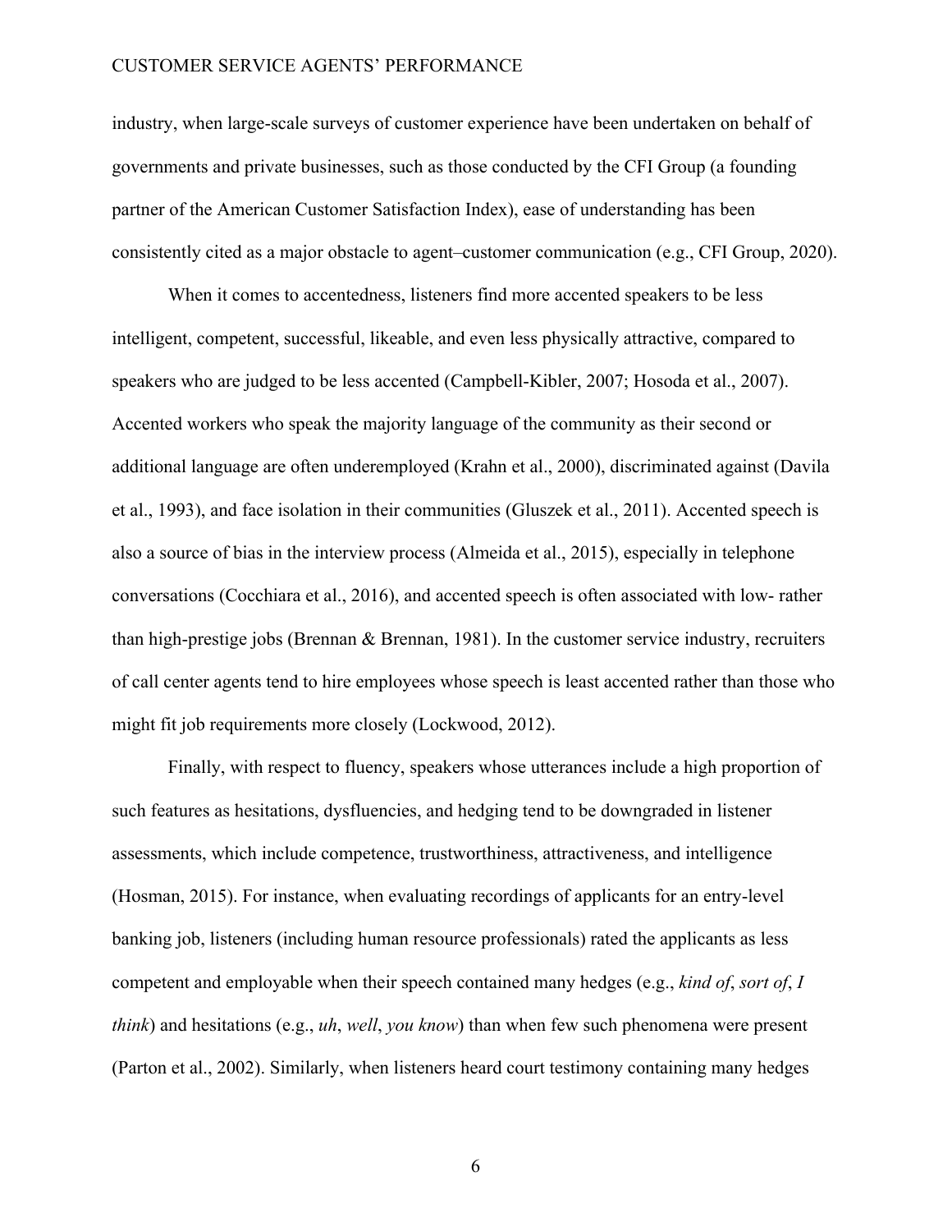industry, when large-scale surveys of customer experience have been undertaken on behalf of governments and private businesses, such as those conducted by the CFI Group (a founding partner of the American Customer Satisfaction Index), ease of understanding has been consistently cited as a major obstacle to agent–customer communication (e.g., CFI Group, 2020).

When it comes to accentedness, listeners find more accented speakers to be less intelligent, competent, successful, likeable, and even less physically attractive, compared to speakers who are judged to be less accented (Campbell-Kibler, 2007; Hosoda et al., 2007). Accented workers who speak the majority language of the community as their second or additional language are often underemployed (Krahn et al., 2000), discriminated against (Davila et al., 1993), and face isolation in their communities (Gluszek et al., 2011). Accented speech is also a source of bias in the interview process (Almeida et al., 2015), especially in telephone conversations (Cocchiara et al., 2016), and accented speech is often associated with low- rather than high-prestige jobs (Brennan & Brennan, 1981). In the customer service industry, recruiters of call center agents tend to hire employees whose speech is least accented rather than those who might fit job requirements more closely (Lockwood, 2012).

Finally, with respect to fluency, speakers whose utterances include a high proportion of such features as hesitations, dysfluencies, and hedging tend to be downgraded in listener assessments, which include competence, trustworthiness, attractiveness, and intelligence (Hosman, 2015). For instance, when evaluating recordings of applicants for an entry-level banking job, listeners (including human resource professionals) rated the applicants as less competent and employable when their speech contained many hedges (e.g., *kind of*, *sort of*, *I think*) and hesitations (e.g., *uh*, *well*, *you know*) than when few such phenomena were present (Parton et al., 2002). Similarly, when listeners heard court testimony containing many hedges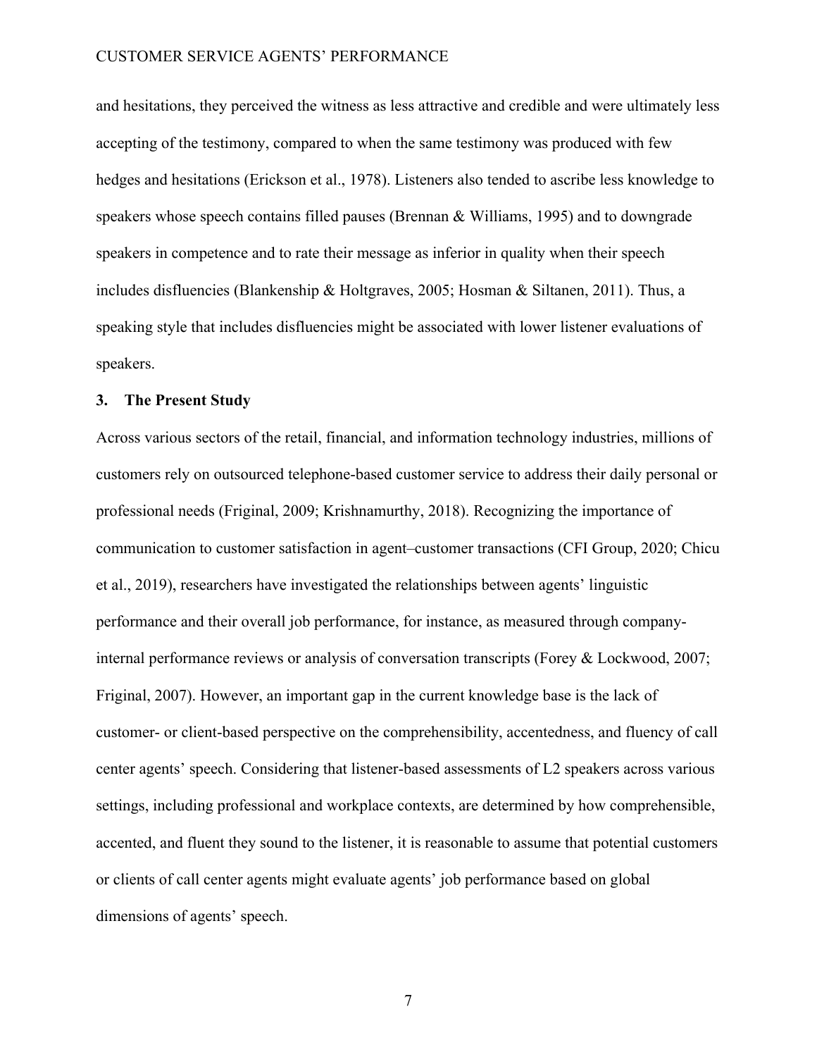and hesitations, they perceived the witness as less attractive and credible and were ultimately less accepting of the testimony, compared to when the same testimony was produced with few hedges and hesitations (Erickson et al., 1978). Listeners also tended to ascribe less knowledge to speakers whose speech contains filled pauses (Brennan & Williams, 1995) and to downgrade speakers in competence and to rate their message as inferior in quality when their speech includes disfluencies (Blankenship & Holtgraves, 2005; Hosman & Siltanen, 2011). Thus, a speaking style that includes disfluencies might be associated with lower listener evaluations of speakers.

## 3. The Present Study

Across various sectors of the retail, financial, and information technology industries, millions of customers rely on outsourced telephone-based customer service to address their daily personal or professional needs (Friginal, 2009; Krishnamurthy, 2018). Recognizing the importance of communication to customer satisfaction in agent–customer transactions (CFI Group, 2020; Chicu et al., 2019), researchers have investigated the relationships between agents' linguistic performance and their overall job performance, for instance, as measured through company-internal performance reviews or analysis of conversation transcripts (Forey & Lockwood, 2007; Friginal, 2007). However, an important gap in the current knowledge base is the lack of customer- or client-based perspective on the comprehensibility, accentedness, and fluency of call center agents' speech. Considering that listener-based assessments of L2 speakers across various settings, including professional and workplace contexts, are determined by how comprehensible, accented, and fluent they sound to the listener, it is reasonable to assume that potential customers or clients of call center agents might evaluate agents' job performance based on global dimensions of agents' speech.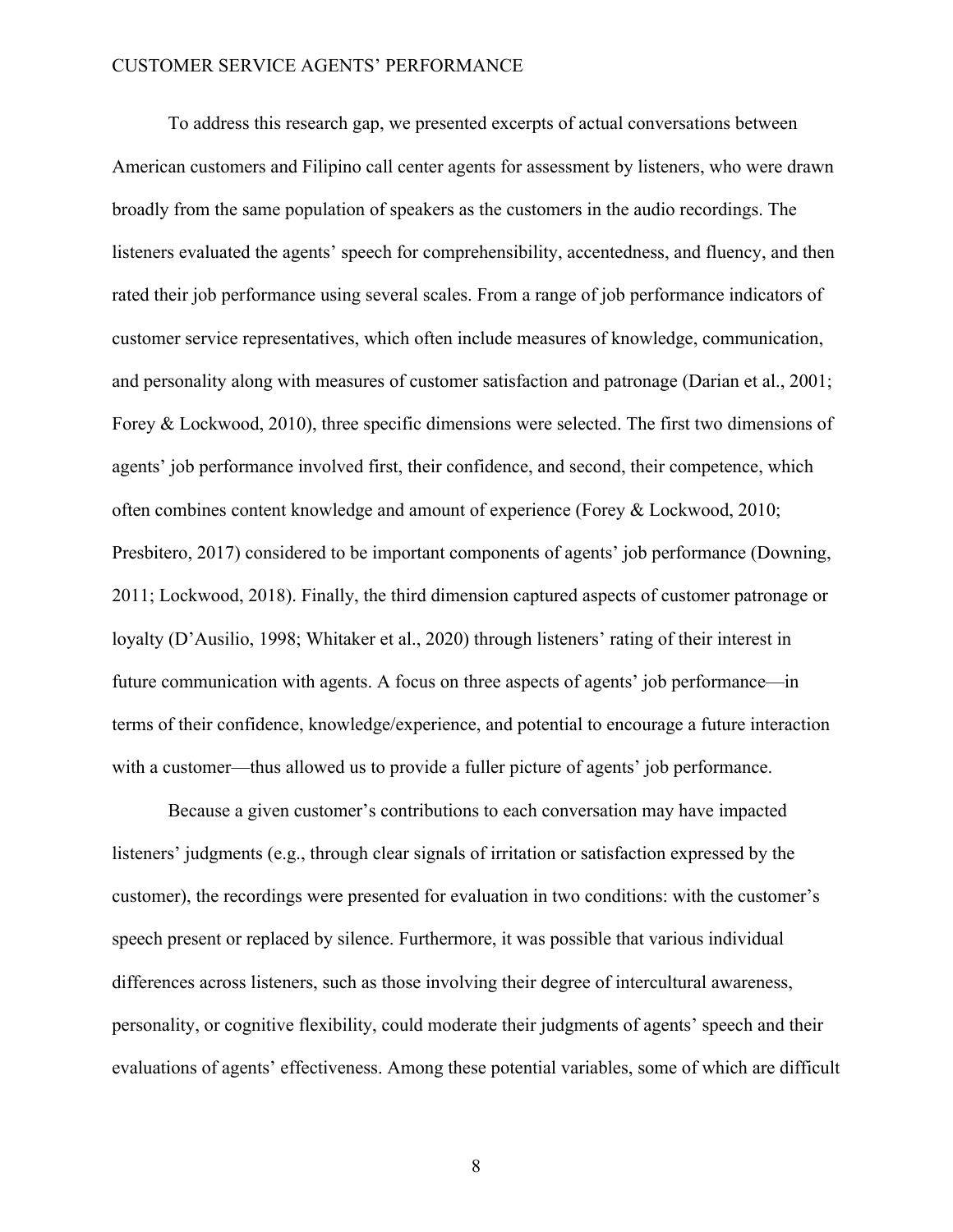To address this research gap, we presented excerpts of actual conversations between American customers and Filipino call center agents for assessment by listeners, who were drawn broadly from the same population of speakers as the customers in the audio recordings. The listeners evaluated the agents' speech for comprehensibility, accentedness, and fluency, and then rated their job performance using several scales. From a range of job performance indicators of customer service representatives, which often include measures of knowledge, communication, and personality along with measures of customer satisfaction and patronage (Darian et al., 2001; Forey & Lockwood, 2010), three specific dimensions were selected. The first two dimensions of agents' job performance involved first, their confidence, and second, their competence, which often combines content knowledge and amount of experience (Forey & Lockwood, 2010; Presbitero, 2017) considered to be important components of agents' job performance (Downing, 2011; Lockwood, 2018). Finally, the third dimension captured aspects of customer patronage or loyalty (D'Ausilio, 1998; Whitaker et al., 2020) through listeners' rating of their interest in future communication with agents. A focus on three aspects of agents' job performance—in terms of their confidence, knowledge/experience, and potential to encourage a future interaction with a customer—thus allowed us to provide a fuller picture of agents' job performance.

Because a given customer's contributions to each conversation may have impacted listeners' judgments (e.g., through clear signals of irritation or satisfaction expressed by the customer), the recordings were presented for evaluation in two conditions: with the customer's speech present or replaced by silence. Furthermore, it was possible that various individual differences across listeners, such as those involving their degree of intercultural awareness, personality, or cognitive flexibility, could moderate their judgments of agents' speech and their evaluations of agents' effectiveness. Among these potential variables, some of which are difficult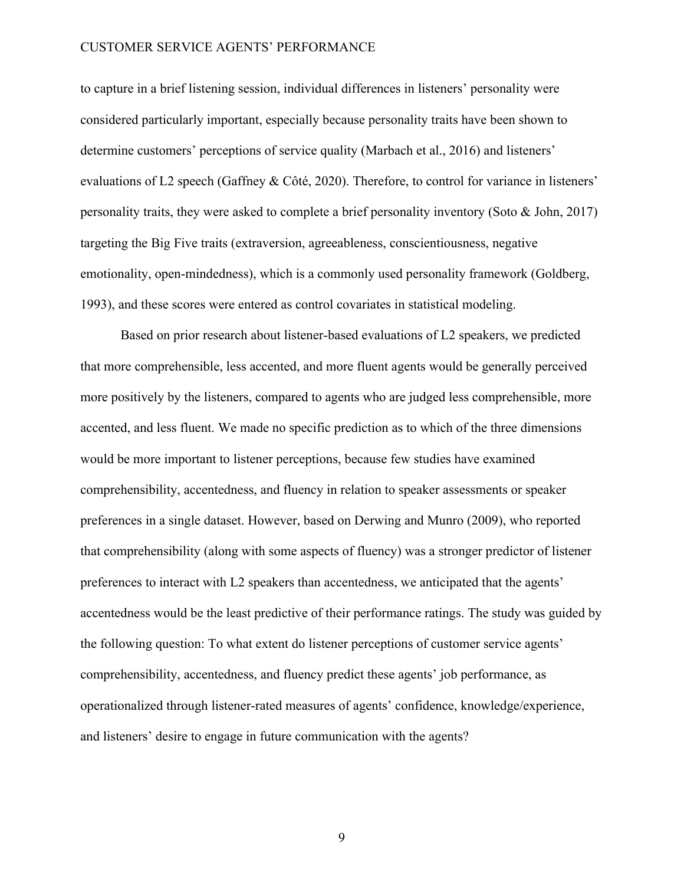to capture in a brief listening session, individual differences in listeners' personality were considered particularly important, especially because personality traits have been shown to determine customers' perceptions of service quality (Marbach et al., 2016) and listeners' evaluations of L2 speech (Gaffney & Côté, 2020). Therefore, to control for variance in listeners' personality traits, they were asked to complete a brief personality inventory (Soto & John, 2017) targeting the Big Five traits (extraversion, agreeableness, conscientiousness, negative emotionality, open-mindedness), which is a commonly used personality framework (Goldberg, 1993), and these scores were entered as control covariates in statistical modeling.

Based on prior research about listener-based evaluations of L2 speakers, we predicted that more comprehensible, less accented, and more fluent agents would be generally perceived more positively by the listeners, compared to agents who are judged less comprehensible, more accented, and less fluent. We made no specific prediction as to which of the three dimensions would be more important to listener perceptions, because few studies have examined comprehensibility, accentedness, and fluency in relation to speaker assessments or speaker preferences in a single dataset. However, based on Derwing and Munro (2009), who reported that comprehensibility (along with some aspects of fluency) was a stronger predictor of listener preferences to interact with L2 speakers than accentedness, we anticipated that the agents' accentedness would be the least predictive of their performance ratings. The study was guided by the following question: To what extent do listener perceptions of customer service agents' comprehensibility, accentedness, and fluency predict these agents' job performance, as operationalized through listener-rated measures of agents' confidence, knowledge/experience, and listeners' desire to engage in future communication with the agents?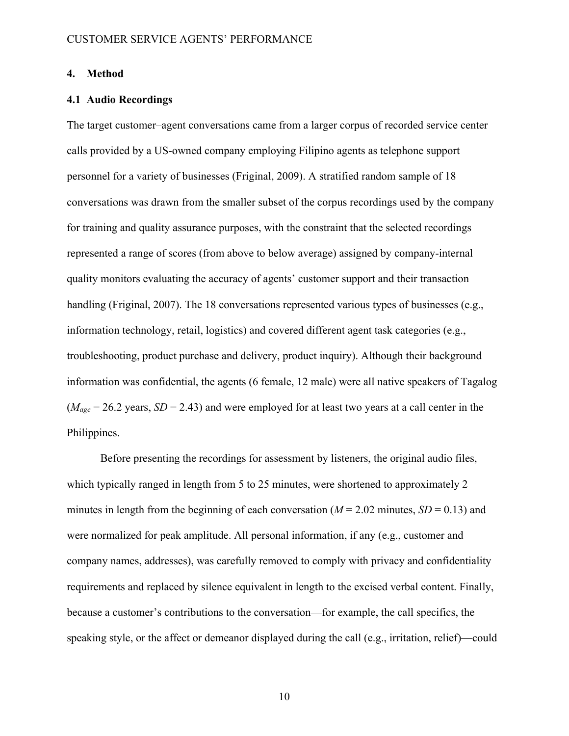## 4. Method

### 4.1 Audio Recordings

The target customer–agent conversations came from a larger corpus of recorded service center calls provided by a US-owned company employing Filipino agents as telephone support personnel for a variety of businesses (Friginal, 2009). A stratified random sample of 18 conversations was drawn from the smaller subset of the corpus recordings used by the company for training and quality assurance purposes, with the constraint that the selected recordings represented a range of scores (from above to below average) assigned by company-internal quality monitors evaluating the accuracy of agents' customer support and their transaction handling (Friginal, 2007). The 18 conversations represented various types of businesses (e.g., information technology, retail, logistics) and covered different agent task categories (e.g., troubleshooting, product purchase and delivery, product inquiry). Although their background information was confidential, the agents (6 female, 12 male) were all native speakers of Tagalog ($M_{age}$ = 26.2 years, $SD$ = 2.43) and were employed for at least two years at a call center in the Philippines.

Before presenting the recordings for assessment by listeners, the original audio files, which typically ranged in length from 5 to 25 minutes, were shortened to approximately 2 minutes in length from the beginning of each conversation ($M$ = 2.02 minutes, $SD$ = 0.13) and were normalized for peak amplitude. All personal information, if any (e.g., customer and company names, addresses), was carefully removed to comply with privacy and confidentiality requirements and replaced by silence equivalent in length to the excised verbal content. Finally, because a customer's contributions to the conversation—for example, the call specifics, the speaking style, or the affect or demeanor displayed during the call (e.g., irritation, relief)—could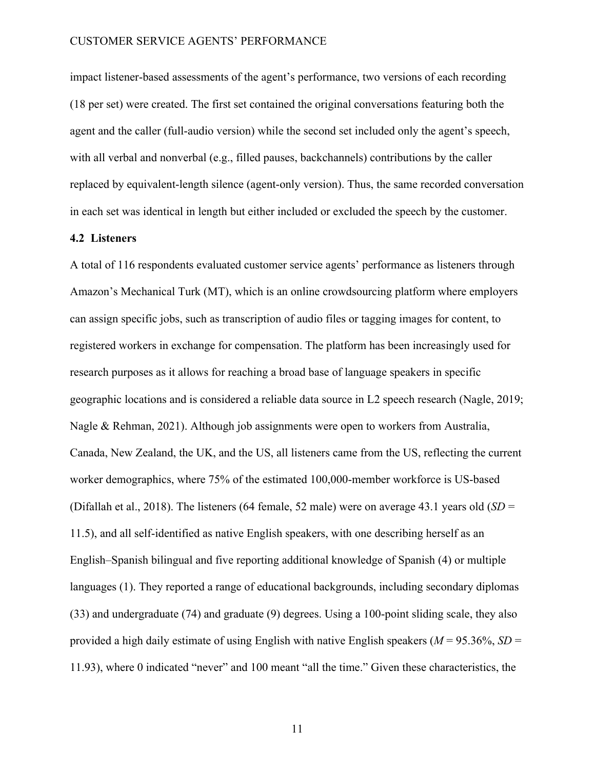impact listener-based assessments of the agent's performance, two versions of each recording (18 per set) were created. The first set contained the original conversations featuring both the agent and the caller (full-audio version) while the second set included only the agent's speech, with all verbal and nonverbal (e.g., filled pauses, backchannels) contributions by the caller replaced by equivalent-length silence (agent-only version). Thus, the same recorded conversation in each set was identical in length but either included or excluded the speech by the customer.

### 4.2 Listeners

A total of 116 respondents evaluated customer service agents' performance as listeners through Amazon's Mechanical Turk (MT), which is an online crowdsourcing platform where employers can assign specific jobs, such as transcription of audio files or tagging images for content, to registered workers in exchange for compensation. The platform has been increasingly used for research purposes as it allows for reaching a broad base of language speakers in specific geographic locations and is considered a reliable data source in L2 speech research (Nagle, 2019; Nagle & Rehman, 2021). Although job assignments were open to workers from Australia, Canada, New Zealand, the UK, and the US, all listeners came from the US, reflecting the current worker demographics, where 75% of the estimated 100,000-member workforce is US-based (Difallah et al., 2018). The listeners (64 female, 52 male) were on average 43.1 years old (*SD* = 11.5), and all self-identified as native English speakers, with one describing herself as an English–Spanish bilingual and five reporting additional knowledge of Spanish (4) or multiple languages (1). They reported a range of educational backgrounds, including secondary diplomas (33) and undergraduate (74) and graduate (9) degrees. Using a 100-point sliding scale, they also provided a high daily estimate of using English with native English speakers (*M* = 95.36%, *SD* = 11.93), where 0 indicated "never" and 100 meant "all the time." Given these characteristics, the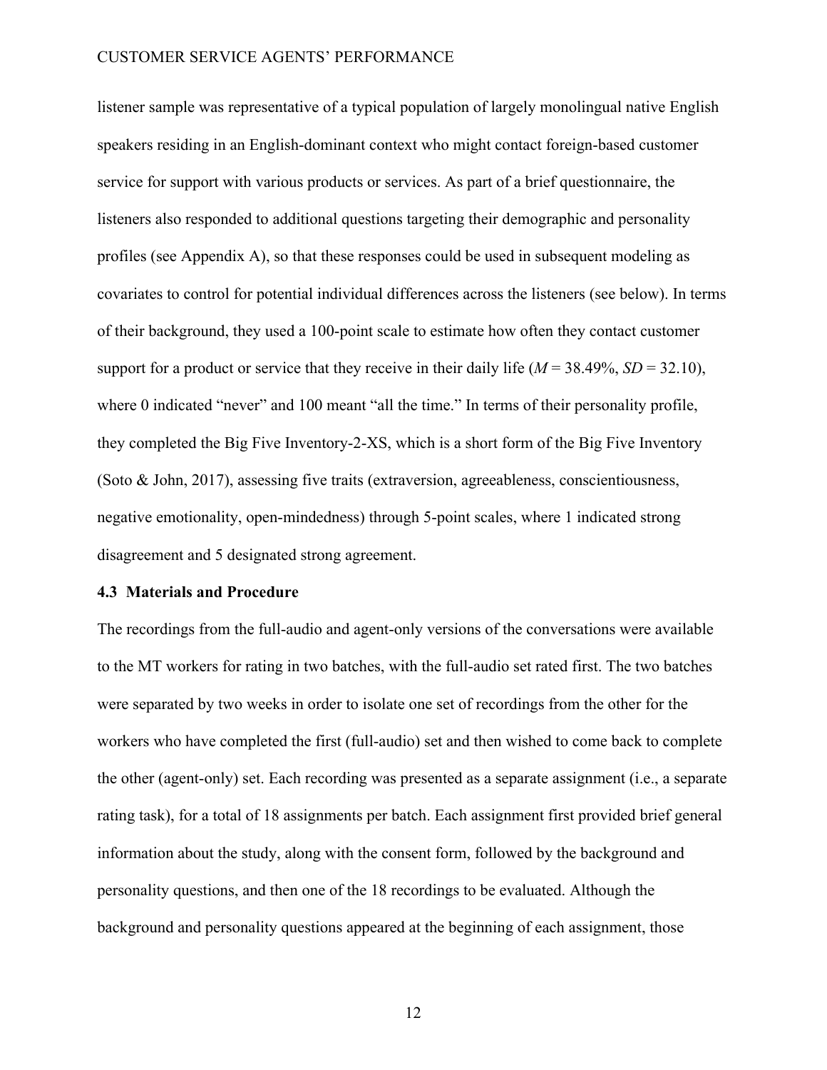listener sample was representative of a typical population of largely monolingual native English speakers residing in an English-dominant context who might contact foreign-based customer service for support with various products or services. As part of a brief questionnaire, the listeners also responded to additional questions targeting their demographic and personality profiles (see Appendix A), so that these responses could be used in subsequent modeling as covariates to control for potential individual differences across the listeners (see below). In terms of their background, they used a 100-point scale to estimate how often they contact customer support for a product or service that they receive in their daily life ($M$ = 38.49%, $SD$ = 32.10), where 0 indicated "never" and 100 meant "all the time." In terms of their personality profile, they completed the Big Five Inventory-2-XS, which is a short form of the Big Five Inventory (Soto & John, 2017), assessing five traits (extraversion, agreeableness, conscientiousness, negative emotionality, open-mindedness) through 5-point scales, where 1 indicated strong disagreement and 5 designated strong agreement.

### 4.3 Materials and Procedure

The recordings from the full-audio and agent-only versions of the conversations were available to the MT workers for rating in two batches, with the full-audio set rated first. The two batches were separated by two weeks in order to isolate one set of recordings from the other for the workers who have completed the first (full-audio) set and then wished to come back to complete the other (agent-only) set. Each recording was presented as a separate assignment (i.e., a separate rating task), for a total of 18 assignments per batch. Each assignment first provided brief general information about the study, along with the consent form, followed by the background and personality questions, and then one of the 18 recordings to be evaluated. Although the background and personality questions appeared at the beginning of each assignment, those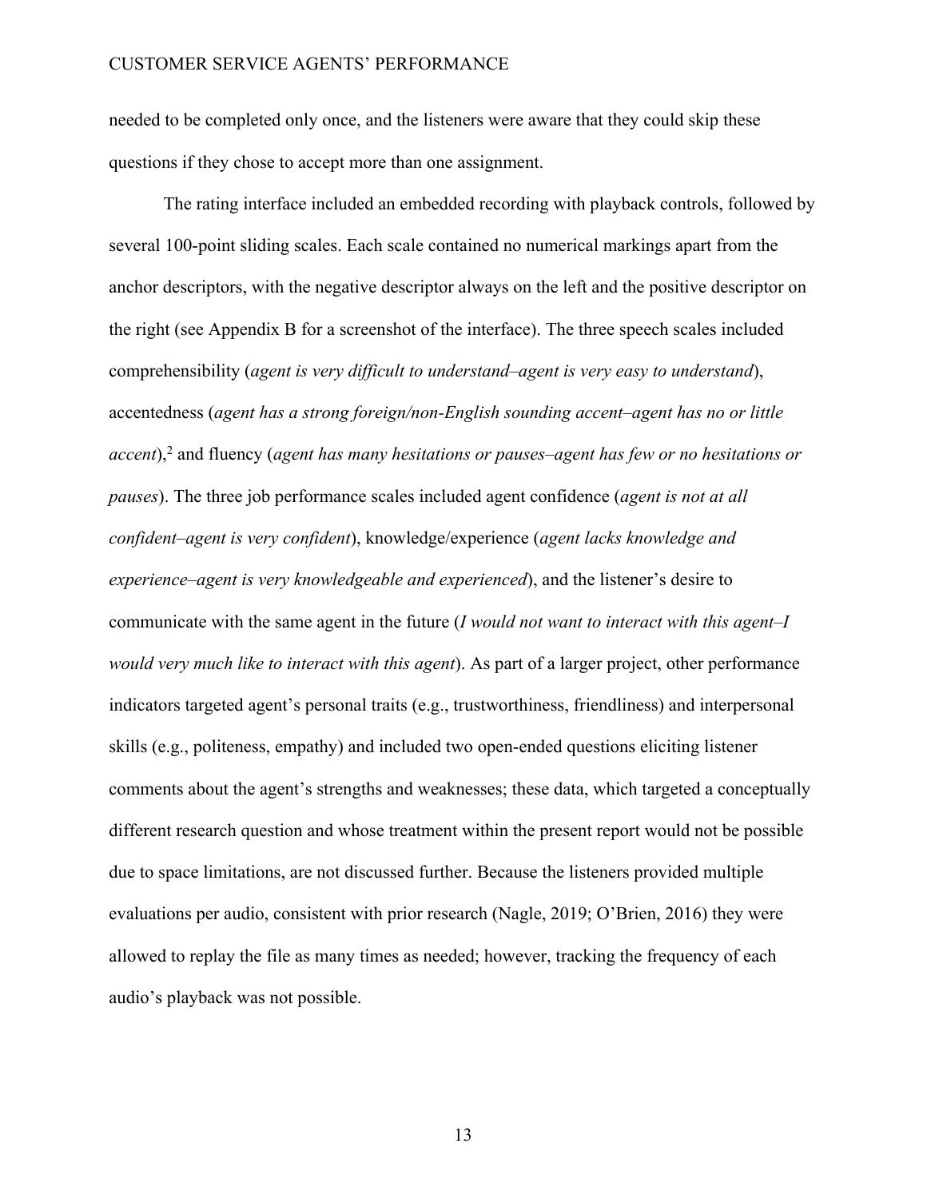needed to be completed only once, and the listeners were aware that they could skip these questions if they chose to accept more than one assignment.

The rating interface included an embedded recording with playback controls, followed by several 100-point sliding scales. Each scale contained no numerical markings apart from the anchor descriptors, with the negative descriptor always on the left and the positive descriptor on the right (see Appendix B for a screenshot of the interface). The three speech scales included comprehensibility (*agent is very difficult to understand–agent is very easy to understand*), accentedness (*agent has a strong foreign/non-English sounding accent–agent has no or little accent*),[2] and fluency (*agent has many hesitations or pauses–agent has few or no hesitations or pauses*). The three job performance scales included agent confidence (*agent is not at all confident–agent is very confident*), knowledge/experience (*agent lacks knowledge and experience–agent is very knowledgeable and experienced*), and the listener's desire to communicate with the same agent in the future (*I would not want to interact with this agent–I would very much like to interact with this agent*). As part of a larger project, other performance indicators targeted agent's personal traits (e.g., trustworthiness, friendliness) and interpersonal skills (e.g., politeness, empathy) and included two open-ended questions eliciting listener comments about the agent's strengths and weaknesses; these data, which targeted a conceptually different research question and whose treatment within the present report would not be possible due to space limitations, are not discussed further. Because the listeners provided multiple evaluations per audio, consistent with prior research (Nagle, 2019; O'Brien, 2016) they were allowed to replay the file as many times as needed; however, tracking the frequency of each audio's playback was not possible.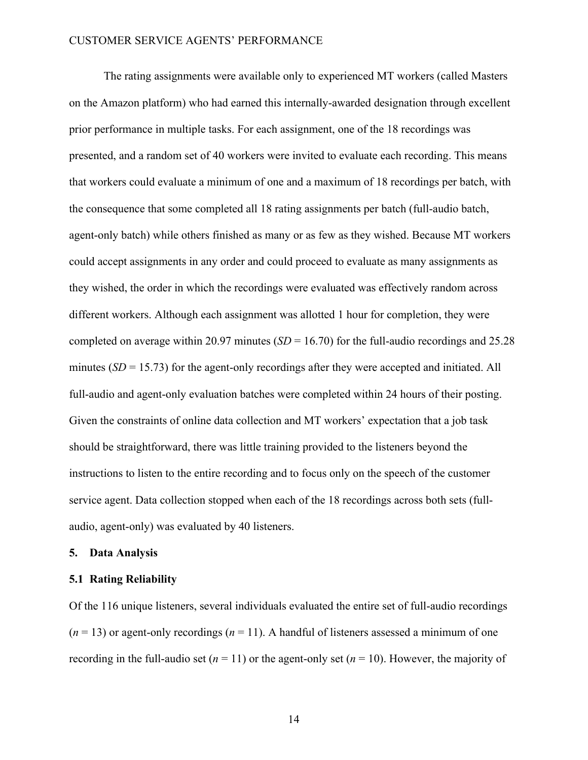The rating assignments were available only to experienced MT workers (called Masters on the Amazon platform) who had earned this internally-awarded designation through excellent prior performance in multiple tasks. For each assignment, one of the 18 recordings was presented, and a random set of 40 workers were invited to evaluate each recording. This means that workers could evaluate a minimum of one and a maximum of 18 recordings per batch, with the consequence that some completed all 18 rating assignments per batch (full-audio batch, agent-only batch) while others finished as many or as few as they wished. Because MT workers could accept assignments in any order and could proceed to evaluate as many assignments as they wished, the order in which the recordings were evaluated was effectively random across different workers. Although each assignment was allotted 1 hour for completion, they were completed on average within 20.97 minutes (*SD* = 16.70) for the full-audio recordings and 25.28 minutes (*SD* = 15.73) for the agent-only recordings after they were accepted and initiated. All full-audio and agent-only evaluation batches were completed within 24 hours of their posting. Given the constraints of online data collection and MT workers' expectation that a job task should be straightforward, there was little training provided to the listeners beyond the instructions to listen to the entire recording and to focus only on the speech of the customer service agent. Data collection stopped when each of the 18 recordings across both sets (full-audio, agent-only) was evaluated by 40 listeners.

## 5. Data Analysis

### 5.1 Rating Reliability

Of the 116 unique listeners, several individuals evaluated the entire set of full-audio recordings ($n = 13$) or agent-only recordings ($n = 11$). A handful of listeners assessed a minimum of one recording in the full-audio set ($n = 11$) or the agent-only set ($n = 10$). However, the majority of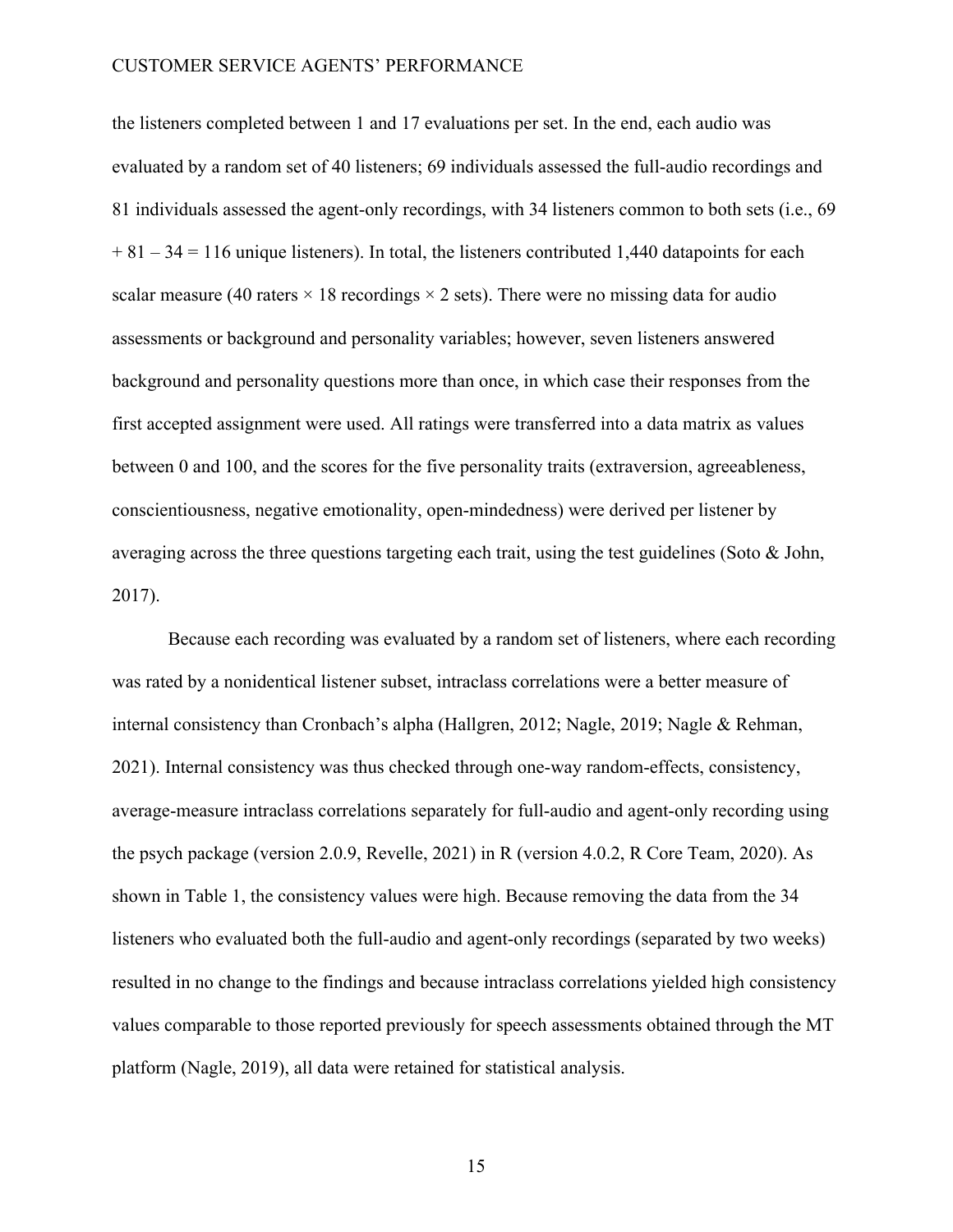the listeners completed between 1 and 17 evaluations per set. In the end, each audio was evaluated by a random set of 40 listeners; 69 individuals assessed the full-audio recordings and 81 individuals assessed the agent-only recordings, with 34 listeners common to both sets (i.e., 69 + 81 – 34 = 116 unique listeners). In total, the listeners contributed 1,440 datapoints for each scalar measure (40 raters × 18 recordings × 2 sets). There were no missing data for audio assessments or background and personality variables; however, seven listeners answered background and personality questions more than once, in which case their responses from the first accepted assignment were used. All ratings were transferred into a data matrix as values between 0 and 100, and the scores for the five personality traits (extraversion, agreeableness, conscientiousness, negative emotionality, open-mindedness) were derived per listener by averaging across the three questions targeting each trait, using the test guidelines (Soto & John, 2017).

Because each recording was evaluated by a random set of listeners, where each recording was rated by a nonidentical listener subset, intraclass correlations were a better measure of internal consistency than Cronbach's alpha (Hallgren, 2012; Nagle, 2019; Nagle & Rehman, 2021). Internal consistency was thus checked through one-way random-effects, consistency, average-measure intraclass correlations separately for full-audio and agent-only recording using the psych package (version 2.0.9, Revelle, 2021) in R (version 4.0.2, R Core Team, 2020). As shown in Table 1, the consistency values were high. Because removing the data from the 34 listeners who evaluated both the full-audio and agent-only recordings (separated by two weeks) resulted in no change to the findings and because intraclass correlations yielded high consistency values comparable to those reported previously for speech assessments obtained through the MT platform (Nagle, 2019), all data were retained for statistical analysis.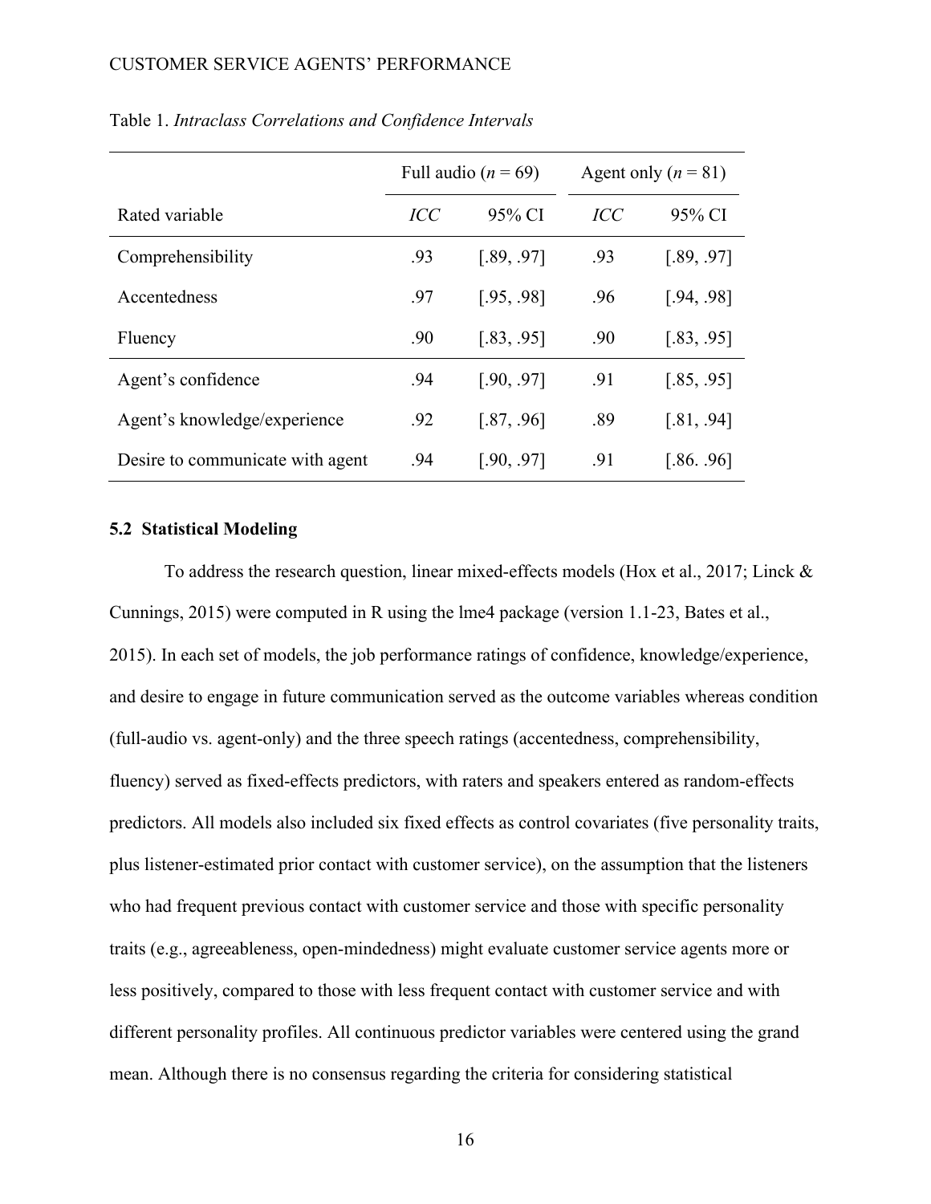Table 1. *Intraclass Correlations and Confidence Intervals*

| | Full audio (*n* = 69) | | Agent only (*n* = 81) | |
|---|---|---|---|---|
| Rated variable | *ICC* | 95% CI | *ICC* | 95% CI |
| Comprehensibility | .93 | [.89, .97] | .93 | [.89, .97] |
| Accentedness | .97 | [.95, .98] | .96 | [.94, .98] |
| Fluency | .90 | [.83, .95] | .90 | [.83, .95] |
| Agent's confidence | .94 | [.90, .97] | .91 | [.85, .95] |
| Agent's knowledge/experience | .92 | [.87, .96] | .89 | [.81, .94] |
| Desire to communicate with agent | .94 | [.90, .97] | .91 | [.86. .96] |

### 5.2 Statistical Modeling

To address the research question, linear mixed-effects models (Hox et al., 2017; Linck & Cunnings, 2015) were computed in R using the lme4 package (version 1.1-23, Bates et al., 2015). In each set of models, the job performance ratings of confidence, knowledge/experience, and desire to engage in future communication served as the outcome variables whereas condition (full-audio vs. agent-only) and the three speech ratings (accentedness, comprehensibility, fluency) served as fixed-effects predictors, with raters and speakers entered as random-effects predictors. All models also included six fixed effects as control covariates (five personality traits, plus listener-estimated prior contact with customer service), on the assumption that the listeners who had frequent previous contact with customer service and those with specific personality traits (e.g., agreeableness, open-mindedness) might evaluate customer service agents more or less positively, compared to those with less frequent contact with customer service and with different personality profiles. All continuous predictor variables were centered using the grand mean. Although there is no consensus regarding the criteria for considering statistical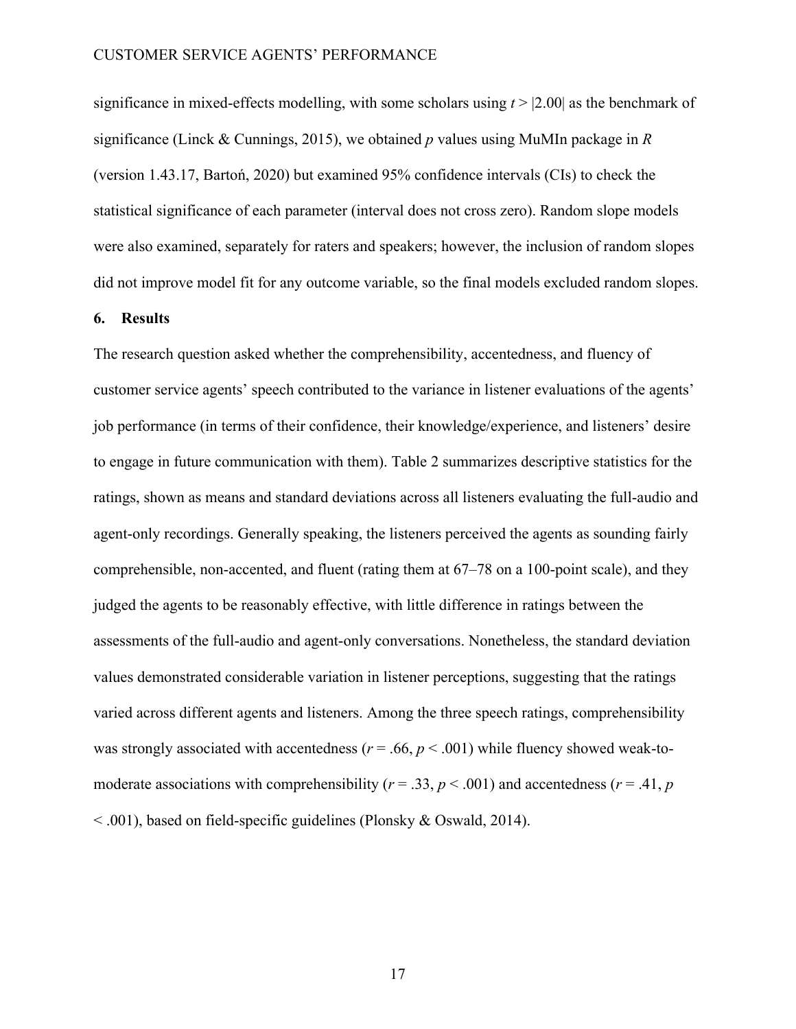significance in mixed-effects modelling, with some scholars using $t > |2.00|$ as the benchmark of significance (Linck & Cunnings, 2015), we obtained *p* values using MuMIn package in *R* (version 1.43.17, Bartoń, 2020) but examined 95% confidence intervals (CIs) to check the statistical significance of each parameter (interval does not cross zero). Random slope models were also examined, separately for raters and speakers; however, the inclusion of random slopes did not improve model fit for any outcome variable, so the final models excluded random slopes.

## 6. Results

The research question asked whether the comprehensibility, accentedness, and fluency of customer service agents' speech contributed to the variance in listener evaluations of the agents' job performance (in terms of their confidence, their knowledge/experience, and listeners' desire to engage in future communication with them). Table 2 summarizes descriptive statistics for the ratings, shown as means and standard deviations across all listeners evaluating the full-audio and agent-only recordings. Generally speaking, the listeners perceived the agents as sounding fairly comprehensible, non-accented, and fluent (rating them at 67–78 on a 100-point scale), and they judged the agents to be reasonably effective, with little difference in ratings between the assessments of the full-audio and agent-only conversations. Nonetheless, the standard deviation values demonstrated considerable variation in listener perceptions, suggesting that the ratings varied across different agents and listeners. Among the three speech ratings, comprehensibility was strongly associated with accentedness ($r = .66$, $p < .001$) while fluency showed weak-to-moderate associations with comprehensibility ($r = .33$, $p < .001$) and accentedness ($r = .41$, $p < .001$), based on field-specific guidelines (Plonsky & Oswald, 2014).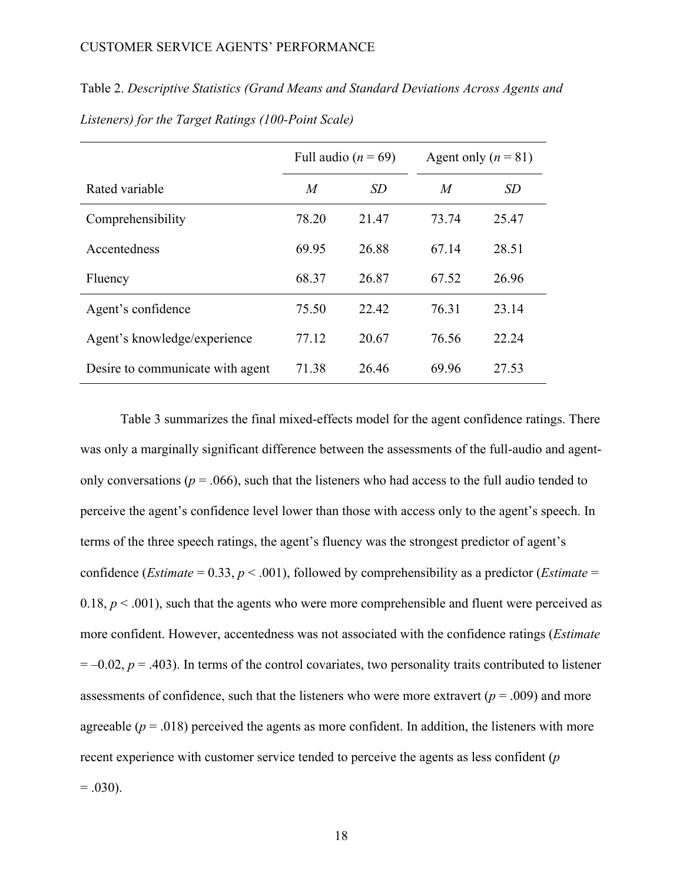Table 2. *Descriptive Statistics (Grand Means and Standard Deviations Across Agents and Listeners) for the Target Ratings (100-Point Scale)*

| | Full audio ($n$ = 69) | | Agent only ($n$ = 81) | |
|---|---|---|---|---|
| Rated variable | *M* | *SD* | *M* | *SD* |
| Comprehensibility | 78.20 | 21.47 | 73.74 | 25.47 |
| Accentedness | 69.95 | 26.88 | 67.14 | 28.51 |
| Fluency | 68.37 | 26.87 | 67.52 | 26.96 |
| Agent's confidence | 75.50 | 22.42 | 76.31 | 23.14 |
| Agent's knowledge/experience | 77.12 | 20.67 | 76.56 | 22.24 |
| Desire to communicate with agent | 71.38 | 26.46 | 69.96 | 27.53 |

Table 3 summarizes the final mixed-effects model for the agent confidence ratings. There was only a marginally significant difference between the assessments of the full-audio and agent-only conversations ($p$ = .066), such that the listeners who had access to the full audio tended to perceive the agent's confidence level lower than those with access only to the agent's speech. In terms of the three speech ratings, the agent's fluency was the strongest predictor of agent's confidence (*Estimate* = 0.33, $p$ < .001), followed by comprehensibility as a predictor (*Estimate* = 0.18, $p$ < .001), such that the agents who were more comprehensible and fluent were perceived as more confident. However, accentedness was not associated with the confidence ratings (*Estimate* = –0.02, $p$ = .403). In terms of the control covariates, two personality traits contributed to listener assessments of confidence, such that the listeners who were more extravert ($p$ = .009) and more agreeable ($p$ = .018) perceived the agents as more confident. In addition, the listeners with more recent experience with customer service tended to perceive the agents as less confident ($p$ = .030).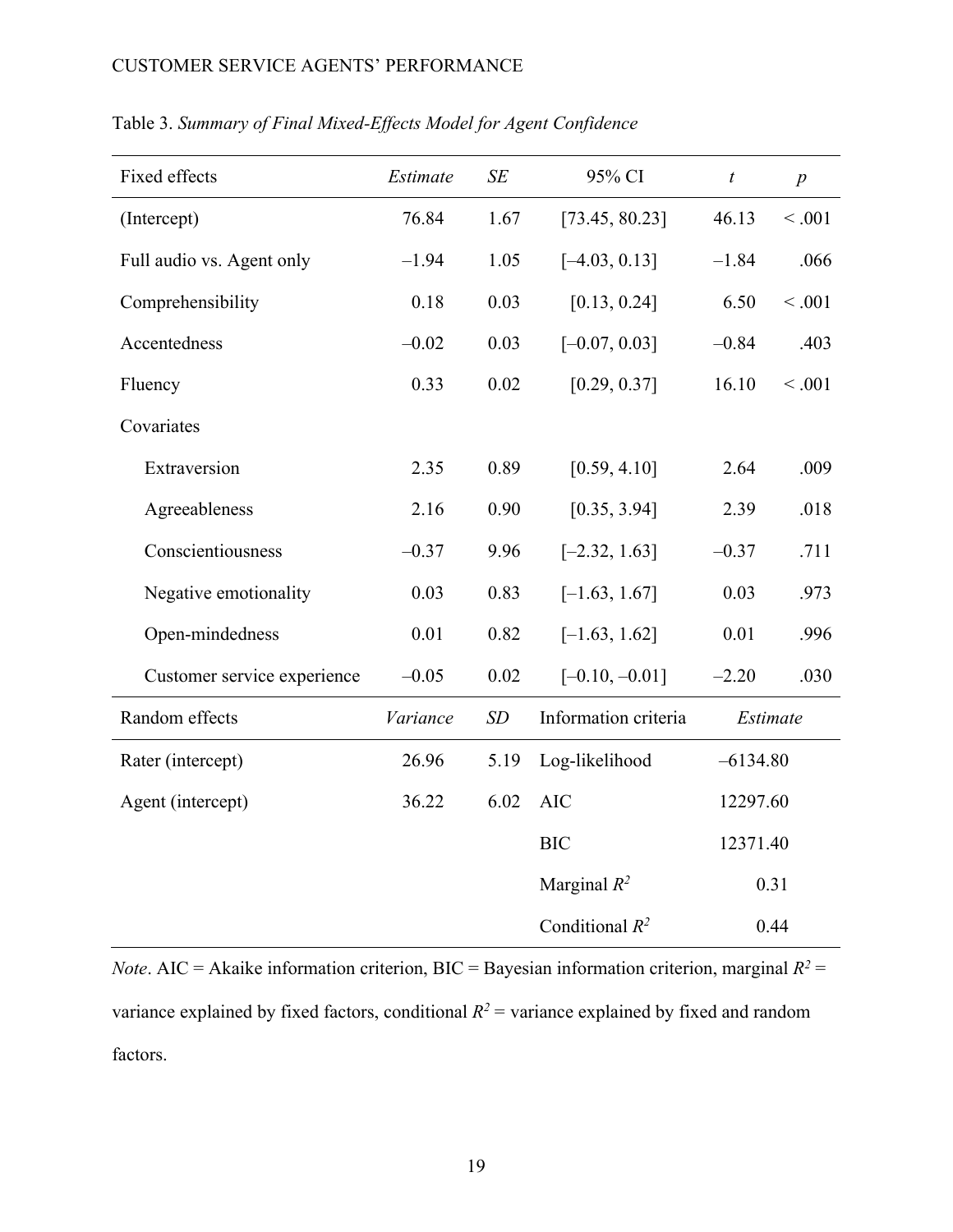Table 3. *Summary of Final Mixed-Effects Model for Agent Confidence*

| Fixed effects | *Estimate* | *SE* | 95% CI | *t* | *p* |
|---|---|---|---|---|---|
| (Intercept) | 76.84 | 1.67 | [73.45, 80.23] | 46.13 | < .001 |
| Full audio vs. Agent only | –1.94 | 1.05 | [–4.03, 0.13] | –1.84 | .066 |
| Comprehensibility | 0.18 | 0.03 | [0.13, 0.24] | 6.50 | < .001 |
| Accentedness | –0.02 | 0.03 | [–0.07, 0.03] | –0.84 | .403 |
| Fluency | 0.33 | 0.02 | [0.29, 0.37] | 16.10 | < .001 |
| Covariates | | | | | |
| Extraversion | 2.35 | 0.89 | [0.59, 4.10] | 2.64 | .009 |
| Agreeableness | 2.16 | 0.90 | [0.35, 3.94] | 2.39 | .018 |
| Conscientiousness | –0.37 | 9.96 | [–2.32, 1.63] | –0.37 | .711 |
| Negative emotionality | 0.03 | 0.83 | [–1.63, 1.67] | 0.03 | .973 |
| Open-mindedness | 0.01 | 0.82 | [–1.63, 1.62] | 0.01 | .996 |
| Customer service experience | –0.05 | 0.02 | [–0.10, –0.01] | –2.20 | .030 |
| **Random effects** | *Variance* | *SD* | **Information criteria** | *Estimate* | |
| Rater (intercept) | 26.96 | 5.19 | Log-likelihood | –6134.80 | |
| Agent (intercept) | 36.22 | 6.02 | AIC | 12297.60 | |
| | | | BIC | 12371.40 | |
| | | | Marginal $R^2$ | 0.31 | |
| | | | Conditional $R^2$ | 0.44 | |

*Note*. AIC = Akaike information criterion, BIC = Bayesian information criterion, marginal $R^2$ = variance explained by fixed factors, conditional $R^2$ = variance explained by fixed and random factors.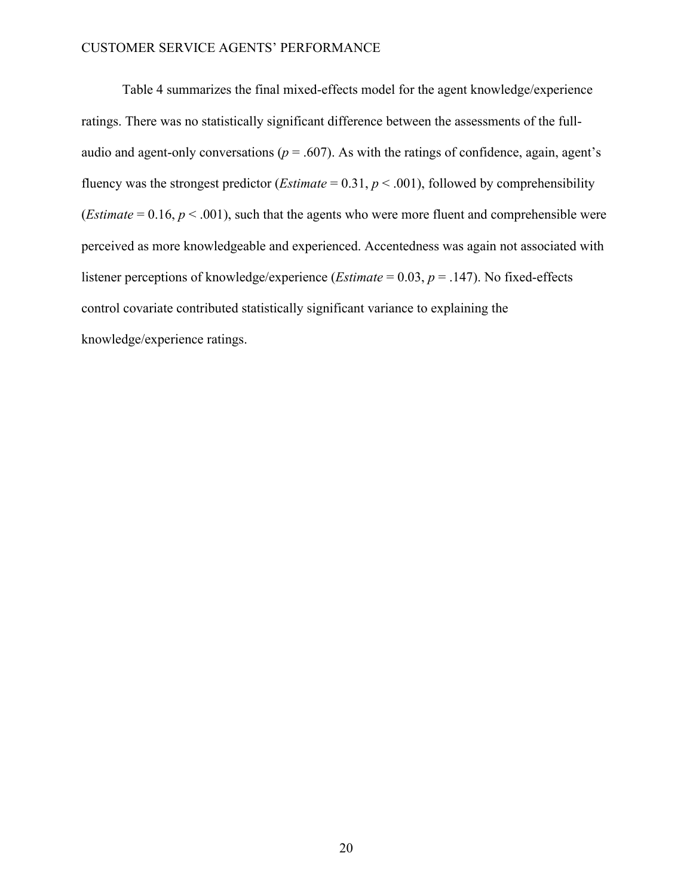Table 4 summarizes the final mixed-effects model for the agent knowledge/experience ratings. There was no statistically significant difference between the assessments of the full-audio and agent-only conversations ($p = .607$). As with the ratings of confidence, again, agent's fluency was the strongest predictor (*Estimate* = 0.31, $p < .001$), followed by comprehensibility (*Estimate* = 0.16, $p < .001$), such that the agents who were more fluent and comprehensible were perceived as more knowledgeable and experienced. Accentedness was again not associated with listener perceptions of knowledge/experience (*Estimate* = 0.03, $p = .147$). No fixed-effects control covariate contributed statistically significant variance to explaining the knowledge/experience ratings.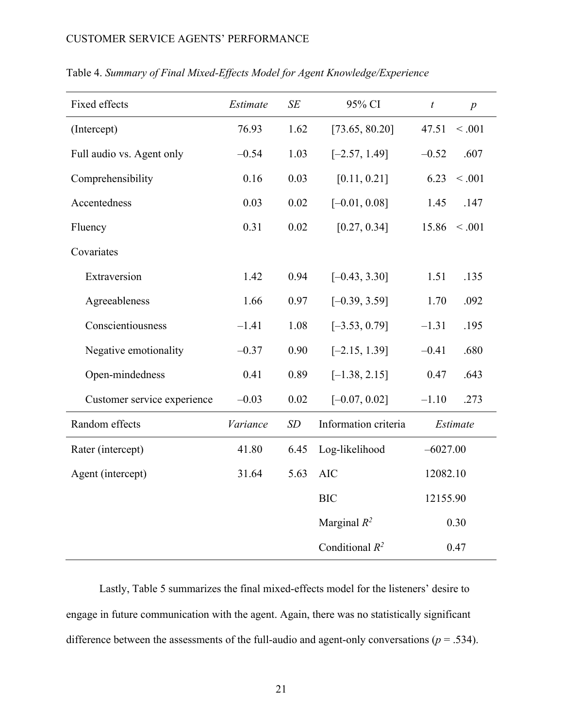Table 4. *Summary of Final Mixed-Effects Model for Agent Knowledge/Experience*

| Fixed effects | *Estimate* | *SE* | 95% CI | *t* | *p* |
|---|---|---|---|---|---|
| (Intercept) | 76.93 | 1.62 | [73.65, 80.20] | 47.51 | < .001 |
| Full audio vs. Agent only | –0.54 | 1.03 | [–2.57, 1.49] | –0.52 | .607 |
| Comprehensibility | 0.16 | 0.03 | [0.11, 0.21] | 6.23 | < .001 |
| Accentedness | 0.03 | 0.02 | [–0.01, 0.08] | 1.45 | .147 |
| Fluency | 0.31 | 0.02 | [0.27, 0.34] | 15.86 | < .001 |
| Covariates | | | | | |
| Extraversion | 1.42 | 0.94 | [–0.43, 3.30] | 1.51 | .135 |
| Agreeableness | 1.66 | 0.97 | [–0.39, 3.59] | 1.70 | .092 |
| Conscientiousness | –1.41 | 1.08 | [–3.53, 0.79] | –1.31 | .195 |
| Negative emotionality | –0.37 | 0.90 | [–2.15, 1.39] | –0.41 | .680 |
| Open-mindedness | 0.41 | 0.89 | [–1.38, 2.15] | 0.47 | .643 |
| Customer service experience | –0.03 | 0.02 | [–0.07, 0.02] | –1.10 | .273 |
| Random effects | *Variance* | *SD* | Information criteria | *Estimate* | |
| Rater (intercept) | 41.80 | 6.45 | Log-likelihood | –6027.00 | |
| Agent (intercept) | 31.64 | 5.63 | AIC | 12082.10 | |
| | | | BIC | 12155.90 | |
| | | | Marginal $R^2$ | 0.30 | |
| | | | Conditional $R^2$ | 0.47 | |

Lastly, Table 5 summarizes the final mixed-effects model for the listeners' desire to engage in future communication with the agent. Again, there was no statistically significant difference between the assessments of the full-audio and agent-only conversations ($p = .534$).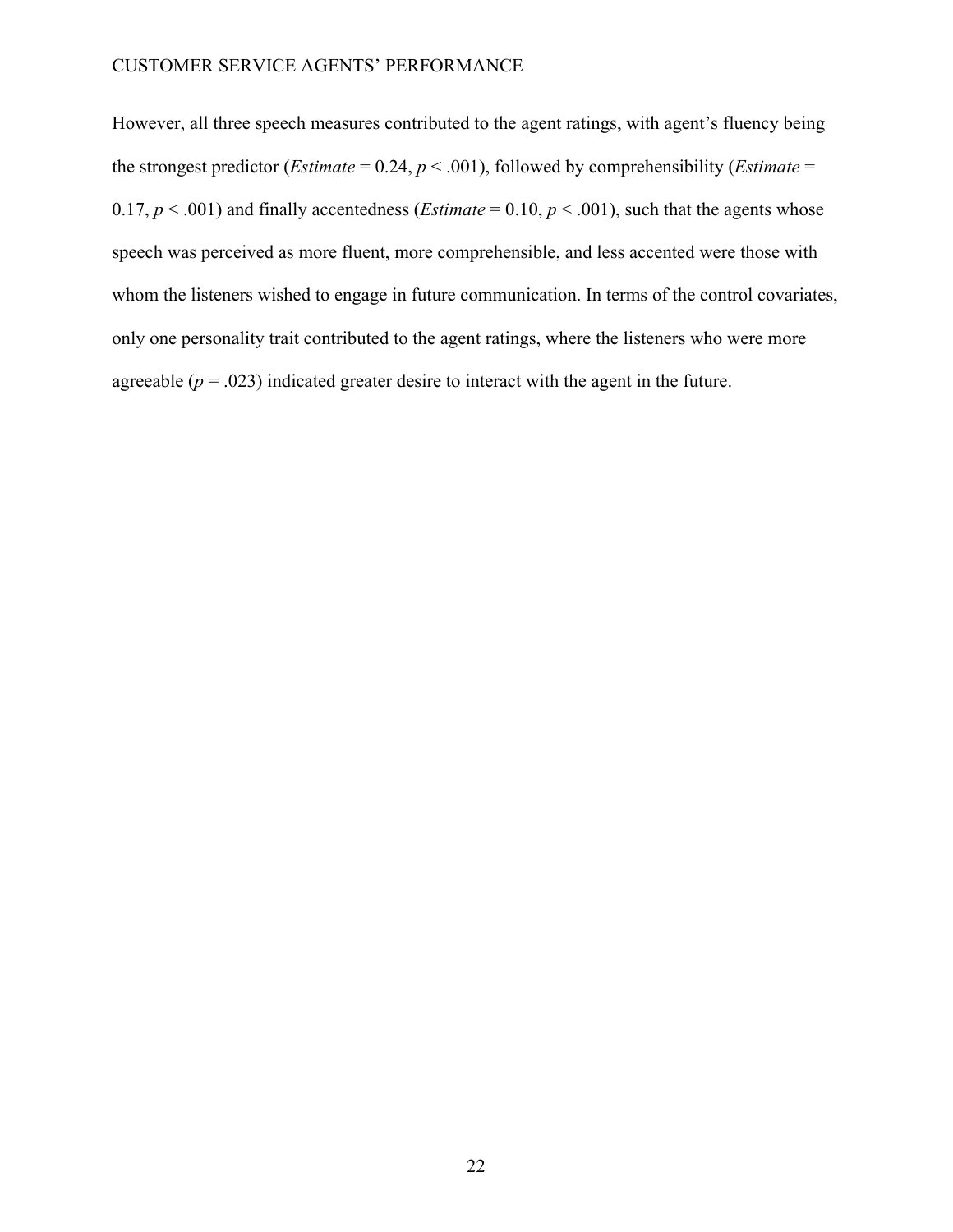However, all three speech measures contributed to the agent ratings, with agent's fluency being the strongest predictor (*Estimate* = 0.24, $p < .001$), followed by comprehensibility (*Estimate* = 0.17, $p < .001$) and finally accentedness (*Estimate* = 0.10, $p < .001$), such that the agents whose speech was perceived as more fluent, more comprehensible, and less accented were those with whom the listeners wished to engage in future communication. In terms of the control covariates, only one personality trait contributed to the agent ratings, where the listeners who were more agreeable ($p = .023$) indicated greater desire to interact with the agent in the future.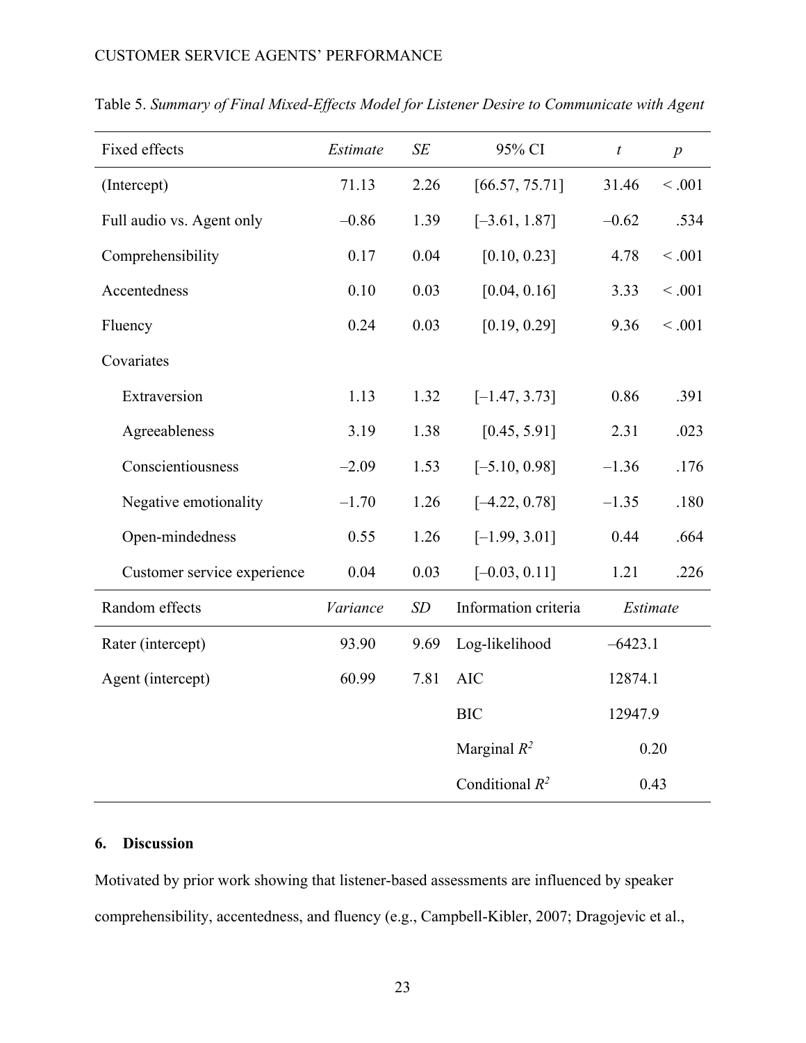Table 5. *Summary of Final Mixed-Effects Model for Listener Desire to Communicate with Agent*

| Fixed effects | *Estimate* | *SE* | 95% CI | *t* | *p* |
|---|---|---|---|---|---|
| (Intercept) | 71.13 | 2.26 | [66.57, 75.71] | 31.46 | < .001 |
| Full audio vs. Agent only | –0.86 | 1.39 | [–3.61, 1.87] | –0.62 | .534 |
| Comprehensibility | 0.17 | 0.04 | [0.10, 0.23] | 4.78 | < .001 |
| Accentedness | 0.10 | 0.03 | [0.04, 0.16] | 3.33 | < .001 |
| Fluency | 0.24 | 0.03 | [0.19, 0.29] | 9.36 | < .001 |
| Covariates | | | | | |
| Extraversion | 1.13 | 1.32 | [–1.47, 3.73] | 0.86 | .391 |
| Agreeableness | 3.19 | 1.38 | [0.45, 5.91] | 2.31 | .023 |
| Conscientiousness | –2.09 | 1.53 | [–5.10, 0.98] | –1.36 | .176 |
| Negative emotionality | –1.70 | 1.26 | [–4.22, 0.78] | –1.35 | .180 |
| Open-mindedness | 0.55 | 1.26 | [–1.99, 3.01] | 0.44 | .664 |
| Customer service experience | 0.04 | 0.03 | [–0.03, 0.11] | 1.21 | .226 |
| Random effects | *Variance* | *SD* | Information criteria | *Estimate* | |
| Rater (intercept) | 93.90 | 9.69 | Log-likelihood | –6423.1 | |
| Agent (intercept) | 60.99 | 7.81 | AIC | 12874.1 | |
| | | | BIC | 12947.9 | |
| | | | Marginal $R^2$ | 0.20 | |
| | | | Conditional $R^2$ | 0.43 | |

## 6. Discussion

Motivated by prior work showing that listener-based assessments are influenced by speaker comprehensibility, accentedness, and fluency (e.g., Campbell-Kibler, 2007; Dragojevic et al.,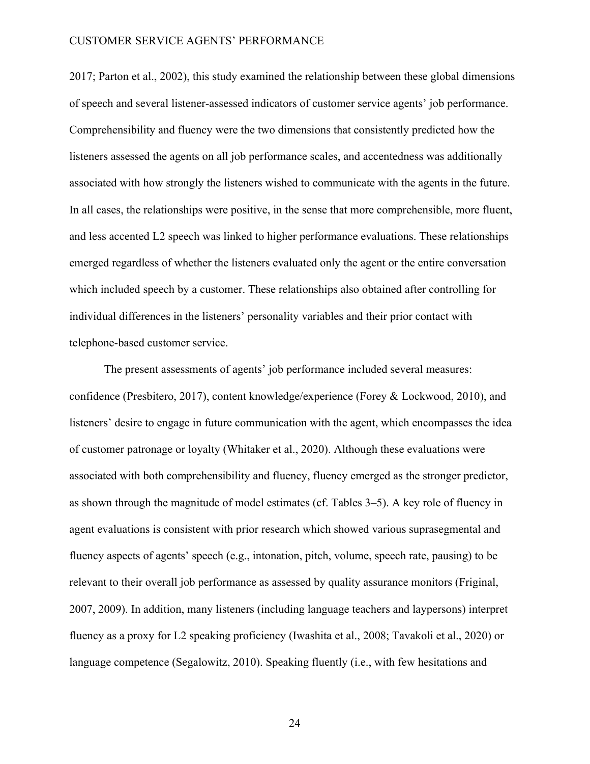2017; Parton et al., 2002), this study examined the relationship between these global dimensions of speech and several listener-assessed indicators of customer service agents' job performance. Comprehensibility and fluency were the two dimensions that consistently predicted how the listeners assessed the agents on all job performance scales, and accentedness was additionally associated with how strongly the listeners wished to communicate with the agents in the future. In all cases, the relationships were positive, in the sense that more comprehensible, more fluent, and less accented L2 speech was linked to higher performance evaluations. These relationships emerged regardless of whether the listeners evaluated only the agent or the entire conversation which included speech by a customer. These relationships also obtained after controlling for individual differences in the listeners' personality variables and their prior contact with telephone-based customer service.

The present assessments of agents' job performance included several measures: confidence (Presbitero, 2017), content knowledge/experience (Forey & Lockwood, 2010), and listeners' desire to engage in future communication with the agent, which encompasses the idea of customer patronage or loyalty (Whitaker et al., 2020). Although these evaluations were associated with both comprehensibility and fluency, fluency emerged as the stronger predictor, as shown through the magnitude of model estimates (cf. Tables 3–5). A key role of fluency in agent evaluations is consistent with prior research which showed various suprasegmental and fluency aspects of agents' speech (e.g., intonation, pitch, volume, speech rate, pausing) to be relevant to their overall job performance as assessed by quality assurance monitors (Friginal, 2007, 2009). In addition, many listeners (including language teachers and laypersons) interpret fluency as a proxy for L2 speaking proficiency (Iwashita et al., 2008; Tavakoli et al., 2020) or language competence (Segalowitz, 2010). Speaking fluently (i.e., with few hesitations and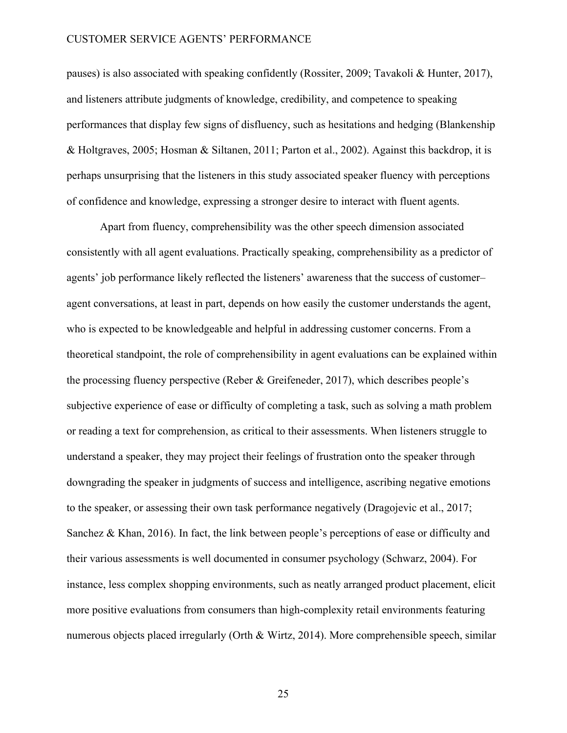pauses) is also associated with speaking confidently (Rossiter, 2009; Tavakoli & Hunter, 2017), and listeners attribute judgments of knowledge, credibility, and competence to speaking performances that display few signs of disfluency, such as hesitations and hedging (Blankenship & Holtgraves, 2005; Hosman & Siltanen, 2011; Parton et al., 2002). Against this backdrop, it is perhaps unsurprising that the listeners in this study associated speaker fluency with perceptions of confidence and knowledge, expressing a stronger desire to interact with fluent agents.

Apart from fluency, comprehensibility was the other speech dimension associated consistently with all agent evaluations. Practically speaking, comprehensibility as a predictor of agents' job performance likely reflected the listeners' awareness that the success of customer–agent conversations, at least in part, depends on how easily the customer understands the agent, who is expected to be knowledgeable and helpful in addressing customer concerns. From a theoretical standpoint, the role of comprehensibility in agent evaluations can be explained within the processing fluency perspective (Reber & Greifeneder, 2017), which describes people's subjective experience of ease or difficulty of completing a task, such as solving a math problem or reading a text for comprehension, as critical to their assessments. When listeners struggle to understand a speaker, they may project their feelings of frustration onto the speaker through downgrading the speaker in judgments of success and intelligence, ascribing negative emotions to the speaker, or assessing their own task performance negatively (Dragojevic et al., 2017; Sanchez & Khan, 2016). In fact, the link between people's perceptions of ease or difficulty and their various assessments is well documented in consumer psychology (Schwarz, 2004). For instance, less complex shopping environments, such as neatly arranged product placement, elicit more positive evaluations from consumers than high-complexity retail environments featuring numerous objects placed irregularly (Orth & Wirtz, 2014). More comprehensible speech, similar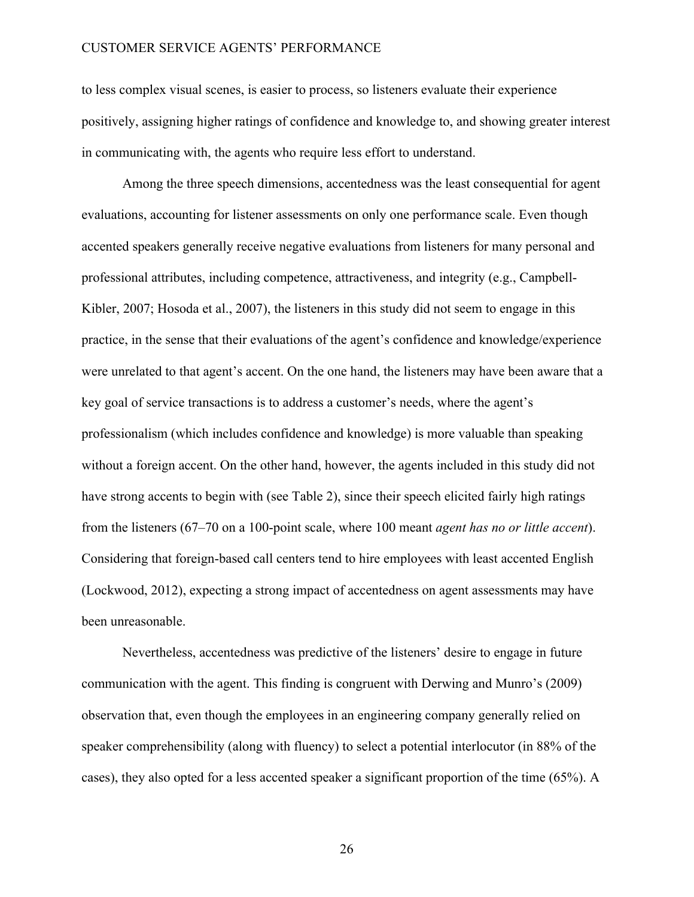to less complex visual scenes, is easier to process, so listeners evaluate their experience positively, assigning higher ratings of confidence and knowledge to, and showing greater interest in communicating with, the agents who require less effort to understand.

Among the three speech dimensions, accentedness was the least consequential for agent evaluations, accounting for listener assessments on only one performance scale. Even though accented speakers generally receive negative evaluations from listeners for many personal and professional attributes, including competence, attractiveness, and integrity (e.g., Campbell-Kibler, 2007; Hosoda et al., 2007), the listeners in this study did not seem to engage in this practice, in the sense that their evaluations of the agent's confidence and knowledge/experience were unrelated to that agent's accent. On the one hand, the listeners may have been aware that a key goal of service transactions is to address a customer's needs, where the agent's professionalism (which includes confidence and knowledge) is more valuable than speaking without a foreign accent. On the other hand, however, the agents included in this study did not have strong accents to begin with (see Table 2), since their speech elicited fairly high ratings from the listeners (67–70 on a 100-point scale, where 100 meant *agent has no or little accent*). Considering that foreign-based call centers tend to hire employees with least accented English (Lockwood, 2012), expecting a strong impact of accentedness on agent assessments may have been unreasonable.

Nevertheless, accentedness was predictive of the listeners' desire to engage in future communication with the agent. This finding is congruent with Derwing and Munro's (2009) observation that, even though the employees in an engineering company generally relied on speaker comprehensibility (along with fluency) to select a potential interlocutor (in 88% of the cases), they also opted for a less accented speaker a significant proportion of the time (65%). A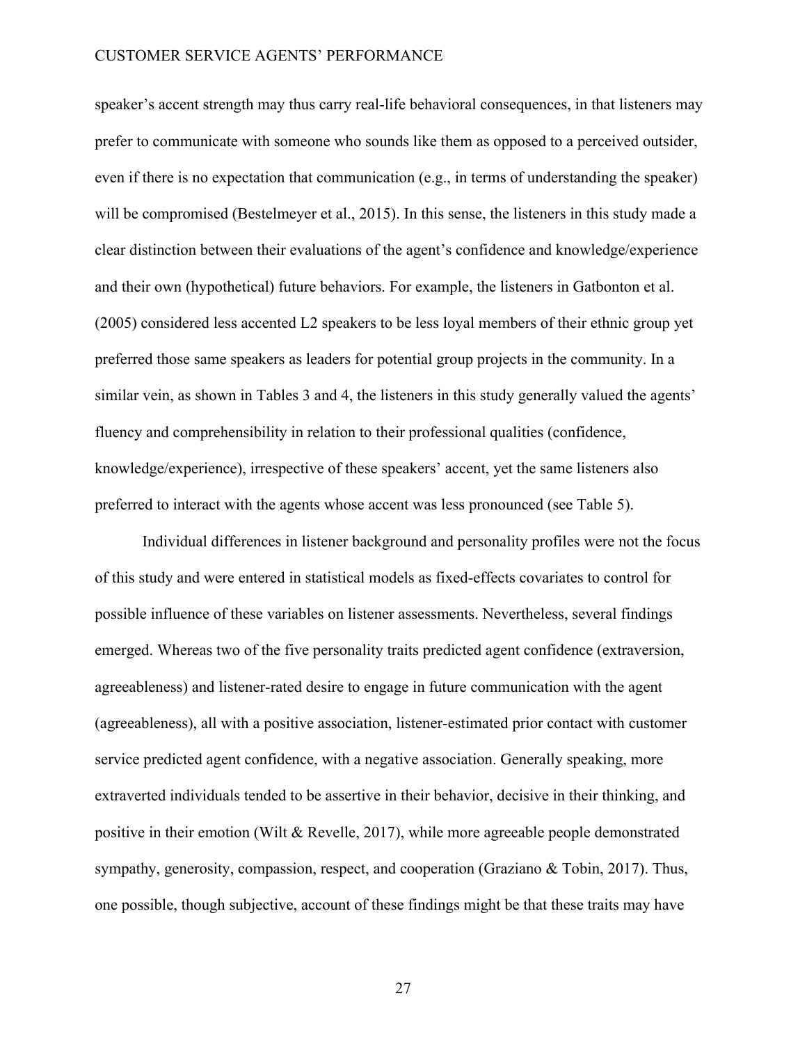speaker's accent strength may thus carry real-life behavioral consequences, in that listeners may prefer to communicate with someone who sounds like them as opposed to a perceived outsider, even if there is no expectation that communication (e.g., in terms of understanding the speaker) will be compromised (Bestelmeyer et al., 2015). In this sense, the listeners in this study made a clear distinction between their evaluations of the agent's confidence and knowledge/experience and their own (hypothetical) future behaviors. For example, the listeners in Gatbonton et al. (2005) considered less accented L2 speakers to be less loyal members of their ethnic group yet preferred those same speakers as leaders for potential group projects in the community. In a similar vein, as shown in Tables 3 and 4, the listeners in this study generally valued the agents' fluency and comprehensibility in relation to their professional qualities (confidence, knowledge/experience), irrespective of these speakers' accent, yet the same listeners also preferred to interact with the agents whose accent was less pronounced (see Table 5).

Individual differences in listener background and personality profiles were not the focus of this study and were entered in statistical models as fixed-effects covariates to control for possible influence of these variables on listener assessments. Nevertheless, several findings emerged. Whereas two of the five personality traits predicted agent confidence (extraversion, agreeableness) and listener-rated desire to engage in future communication with the agent (agreeableness), all with a positive association, listener-estimated prior contact with customer service predicted agent confidence, with a negative association. Generally speaking, more extraverted individuals tended to be assertive in their behavior, decisive in their thinking, and positive in their emotion (Wilt & Revelle, 2017), while more agreeable people demonstrated sympathy, generosity, compassion, respect, and cooperation (Graziano & Tobin, 2017). Thus, one possible, though subjective, account of these findings might be that these traits may have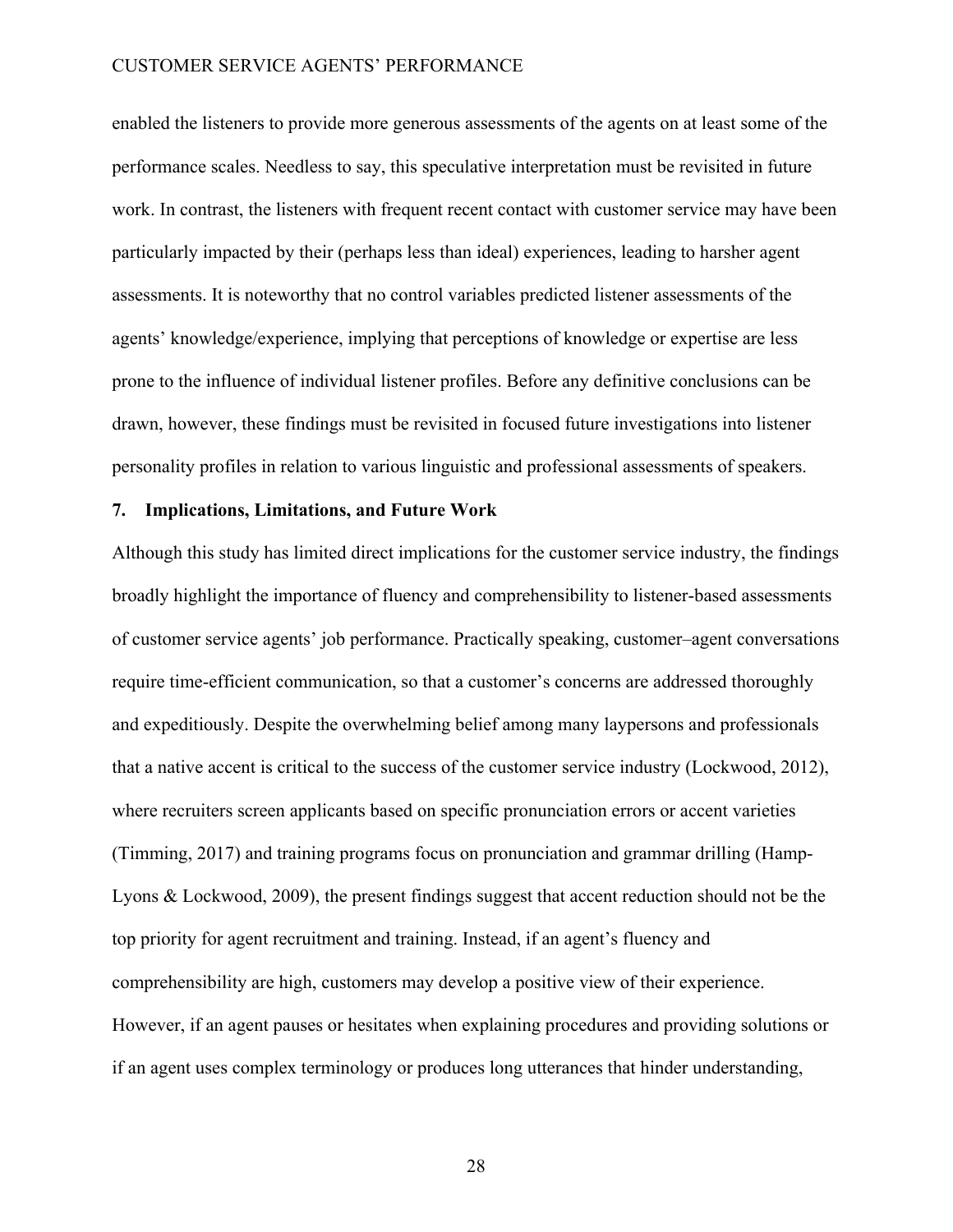enabled the listeners to provide more generous assessments of the agents on at least some of the performance scales. Needless to say, this speculative interpretation must be revisited in future work. In contrast, the listeners with frequent recent contact with customer service may have been particularly impacted by their (perhaps less than ideal) experiences, leading to harsher agent assessments. It is noteworthy that no control variables predicted listener assessments of the agents' knowledge/experience, implying that perceptions of knowledge or expertise are less prone to the influence of individual listener profiles. Before any definitive conclusions can be drawn, however, these findings must be revisited in focused future investigations into listener personality profiles in relation to various linguistic and professional assessments of speakers.

## 7. Implications, Limitations, and Future Work

Although this study has limited direct implications for the customer service industry, the findings broadly highlight the importance of fluency and comprehensibility to listener-based assessments of customer service agents' job performance. Practically speaking, customer–agent conversations require time-efficient communication, so that a customer's concerns are addressed thoroughly and expeditiously. Despite the overwhelming belief among many laypersons and professionals that a native accent is critical to the success of the customer service industry (Lockwood, 2012), where recruiters screen applicants based on specific pronunciation errors or accent varieties (Timming, 2017) and training programs focus on pronunciation and grammar drilling (Hamp-Lyons & Lockwood, 2009), the present findings suggest that accent reduction should not be the top priority for agent recruitment and training. Instead, if an agent's fluency and comprehensibility are high, customers may develop a positive view of their experience. However, if an agent pauses or hesitates when explaining procedures and providing solutions or if an agent uses complex terminology or produces long utterances that hinder understanding,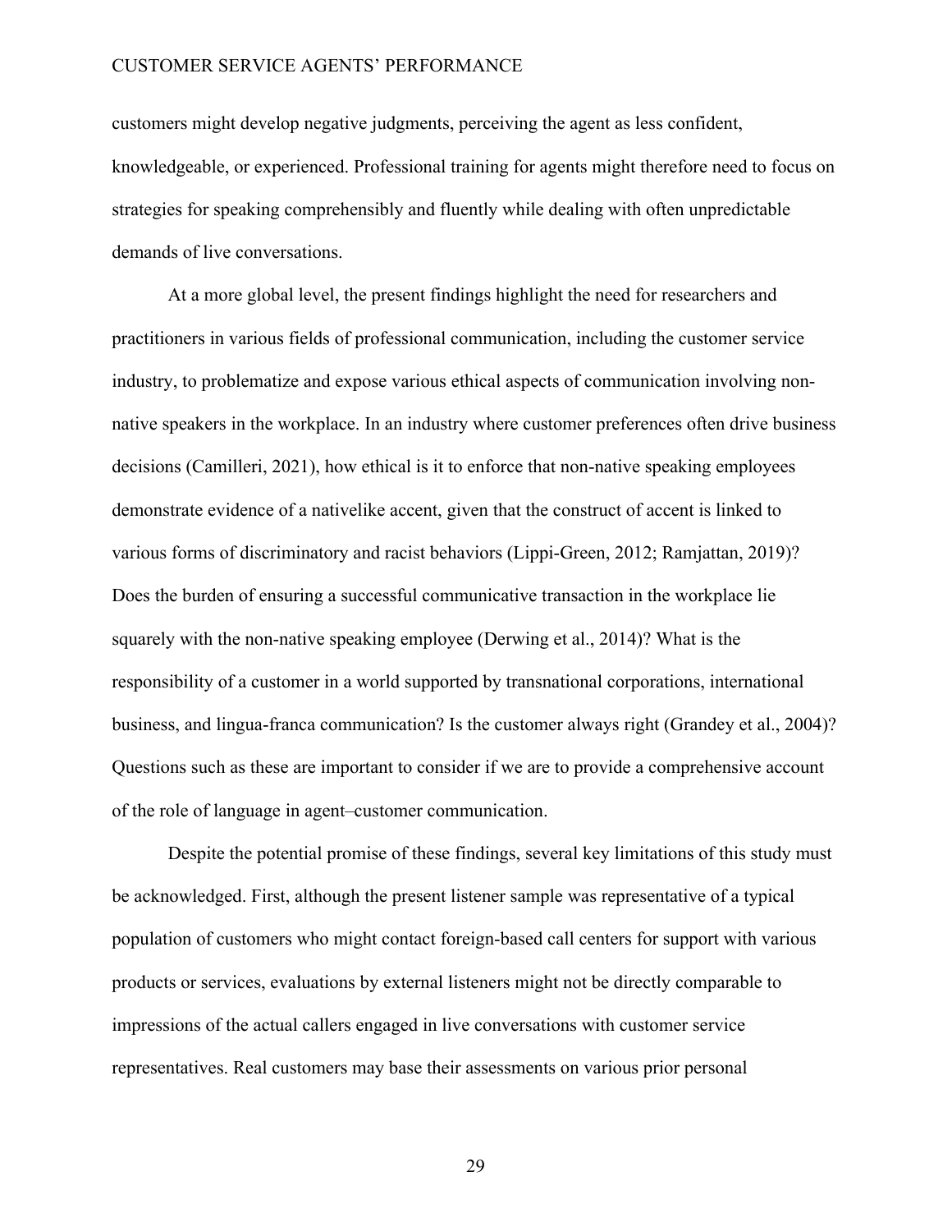customers might develop negative judgments, perceiving the agent as less confident, knowledgeable, or experienced. Professional training for agents might therefore need to focus on strategies for speaking comprehensibly and fluently while dealing with often unpredictable demands of live conversations.

At a more global level, the present findings highlight the need for researchers and practitioners in various fields of professional communication, including the customer service industry, to problematize and expose various ethical aspects of communication involving non-native speakers in the workplace. In an industry where customer preferences often drive business decisions (Camilleri, 2021), how ethical is it to enforce that non-native speaking employees demonstrate evidence of a nativelike accent, given that the construct of accent is linked to various forms of discriminatory and racist behaviors (Lippi-Green, 2012; Ramjattan, 2019)? Does the burden of ensuring a successful communicative transaction in the workplace lie squarely with the non-native speaking employee (Derwing et al., 2014)? What is the responsibility of a customer in a world supported by transnational corporations, international business, and lingua-franca communication? Is the customer always right (Grandey et al., 2004)? Questions such as these are important to consider if we are to provide a comprehensive account of the role of language in agent–customer communication.

Despite the potential promise of these findings, several key limitations of this study must be acknowledged. First, although the present listener sample was representative of a typical population of customers who might contact foreign-based call centers for support with various products or services, evaluations by external listeners might not be directly comparable to impressions of the actual callers engaged in live conversations with customer service representatives. Real customers may base their assessments on various prior personal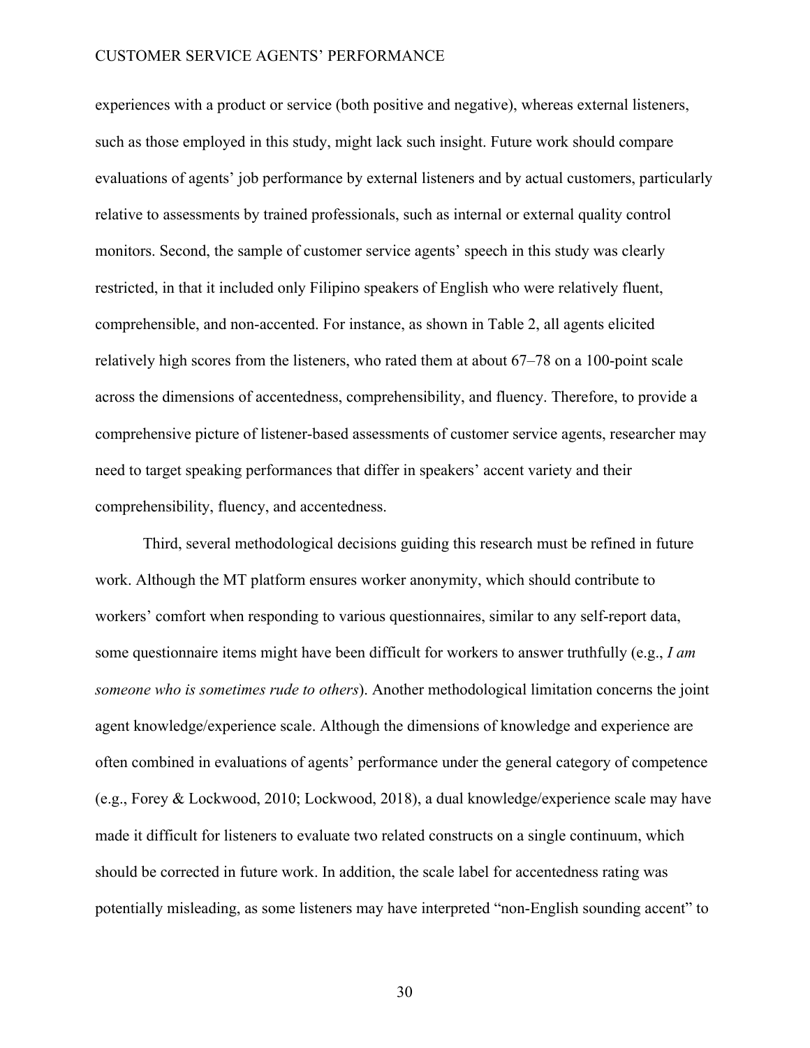experiences with a product or service (both positive and negative), whereas external listeners, such as those employed in this study, might lack such insight. Future work should compare evaluations of agents' job performance by external listeners and by actual customers, particularly relative to assessments by trained professionals, such as internal or external quality control monitors. Second, the sample of customer service agents' speech in this study was clearly restricted, in that it included only Filipino speakers of English who were relatively fluent, comprehensible, and non-accented. For instance, as shown in Table 2, all agents elicited relatively high scores from the listeners, who rated them at about 67–78 on a 100-point scale across the dimensions of accentedness, comprehensibility, and fluency. Therefore, to provide a comprehensive picture of listener-based assessments of customer service agents, researcher may need to target speaking performances that differ in speakers' accent variety and their comprehensibility, fluency, and accentedness.

Third, several methodological decisions guiding this research must be refined in future work. Although the MT platform ensures worker anonymity, which should contribute to workers' comfort when responding to various questionnaires, similar to any self-report data, some questionnaire items might have been difficult for workers to answer truthfully (e.g., *I am someone who is sometimes rude to others*). Another methodological limitation concerns the joint agent knowledge/experience scale. Although the dimensions of knowledge and experience are often combined in evaluations of agents' performance under the general category of competence (e.g., Forey & Lockwood, 2010; Lockwood, 2018), a dual knowledge/experience scale may have made it difficult for listeners to evaluate two related constructs on a single continuum, which should be corrected in future work. In addition, the scale label for accentedness rating was potentially misleading, as some listeners may have interpreted "non-English sounding accent" to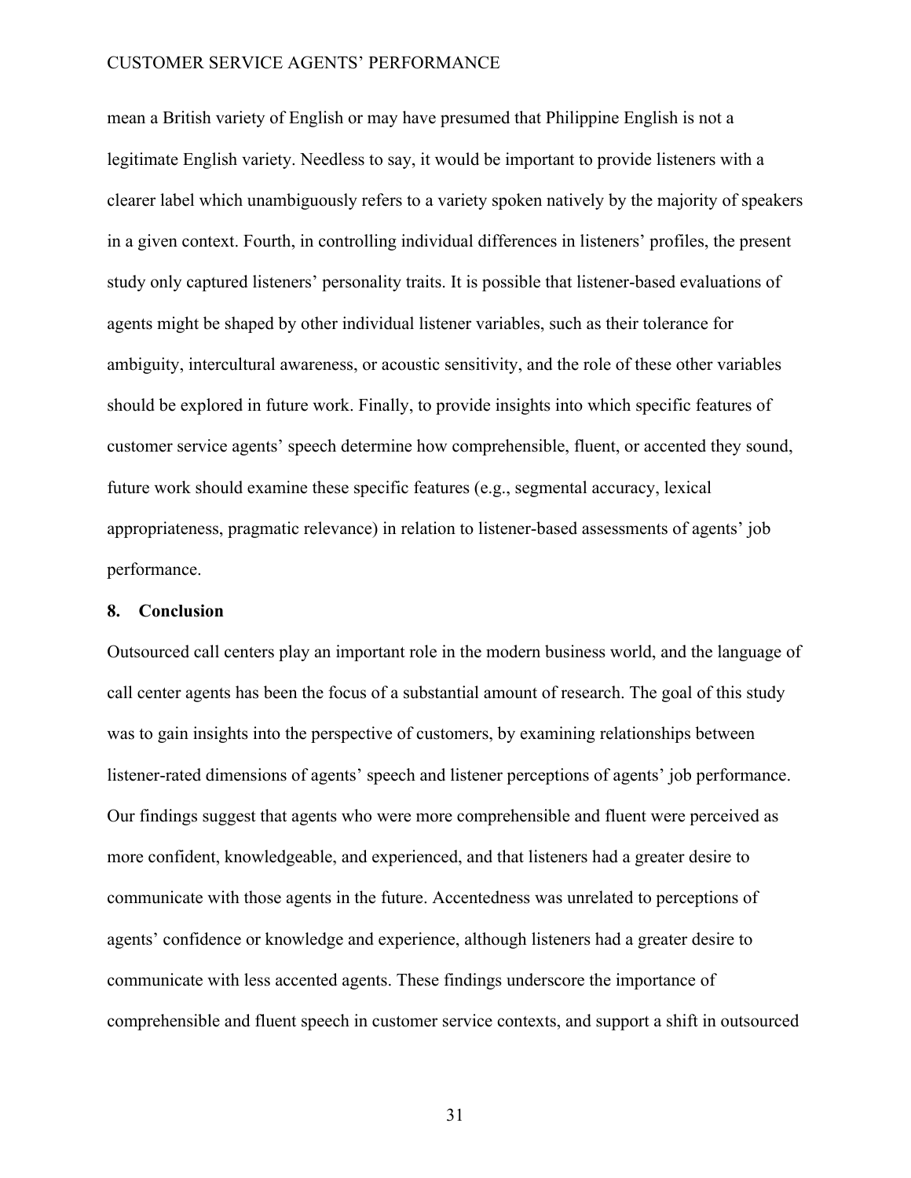mean a British variety of English or may have presumed that Philippine English is not a legitimate English variety. Needless to say, it would be important to provide listeners with a clearer label which unambiguously refers to a variety spoken natively by the majority of speakers in a given context. Fourth, in controlling individual differences in listeners' profiles, the present study only captured listeners' personality traits. It is possible that listener-based evaluations of agents might be shaped by other individual listener variables, such as their tolerance for ambiguity, intercultural awareness, or acoustic sensitivity, and the role of these other variables should be explored in future work. Finally, to provide insights into which specific features of customer service agents' speech determine how comprehensible, fluent, or accented they sound, future work should examine these specific features (e.g., segmental accuracy, lexical appropriateness, pragmatic relevance) in relation to listener-based assessments of agents' job performance.

## 8. Conclusion

Outsourced call centers play an important role in the modern business world, and the language of call center agents has been the focus of a substantial amount of research. The goal of this study was to gain insights into the perspective of customers, by examining relationships between listener-rated dimensions of agents' speech and listener perceptions of agents' job performance. Our findings suggest that agents who were more comprehensible and fluent were perceived as more confident, knowledgeable, and experienced, and that listeners had a greater desire to communicate with those agents in the future. Accentedness was unrelated to perceptions of agents' confidence or knowledge and experience, although listeners had a greater desire to communicate with less accented agents. These findings underscore the importance of comprehensible and fluent speech in customer service contexts, and support a shift in outsourced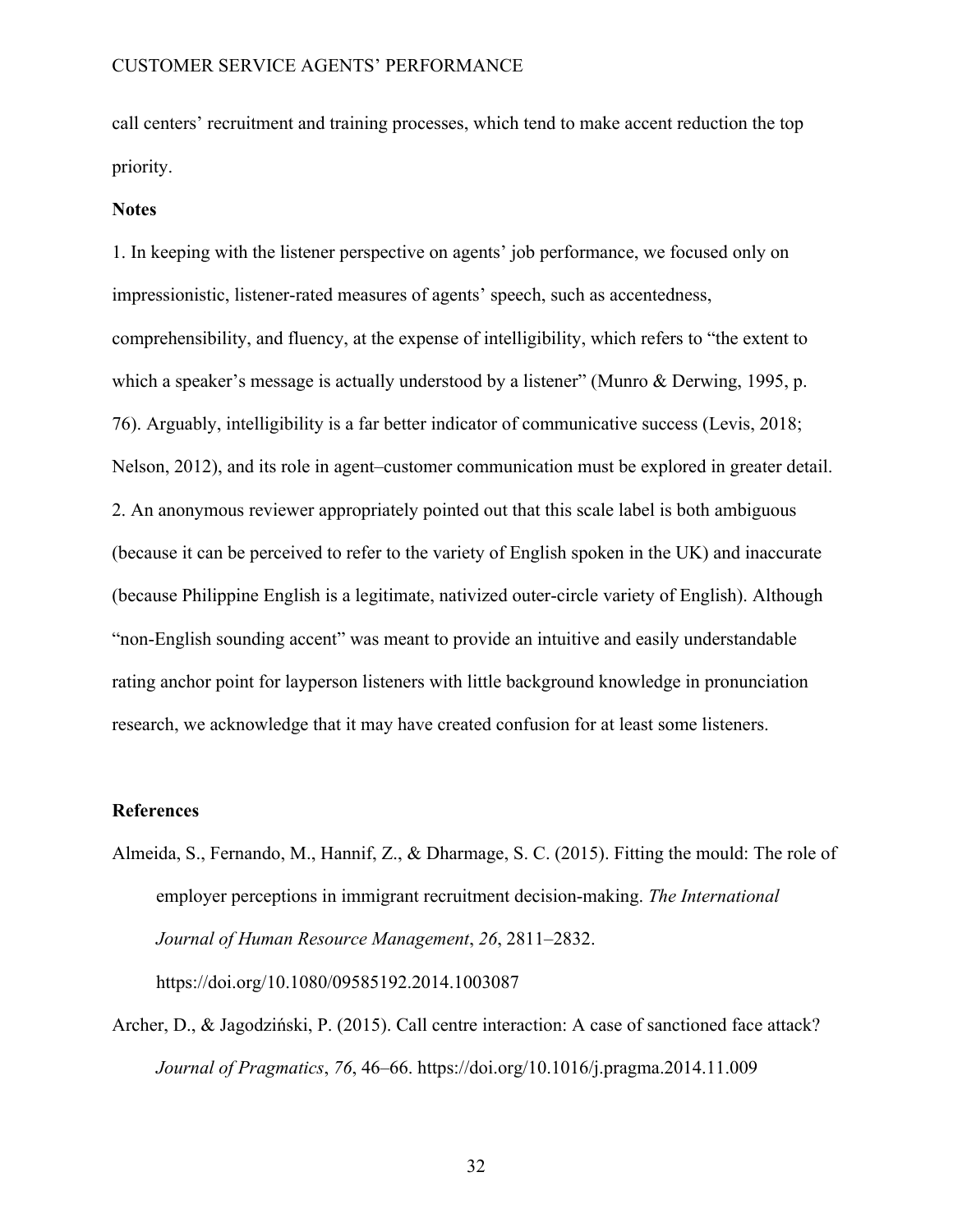call centers' recruitment and training processes, which tend to make accent reduction the top priority.

**Notes**

1. In keeping with the listener perspective on agents' job performance, we focused only on impressionistic, listener-rated measures of agents' speech, such as accentedness, comprehensibility, and fluency, at the expense of intelligibility, which refers to "the extent to which a speaker's message is actually understood by a listener" (Munro & Derwing, 1995, p. 76). Arguably, intelligibility is a far better indicator of communicative success (Levis, 2018; Nelson, 2012), and its role in agent–customer communication must be explored in greater detail.

2. An anonymous reviewer appropriately pointed out that this scale label is both ambiguous (because it can be perceived to refer to the variety of English spoken in the UK) and inaccurate (because Philippine English is a legitimate, nativized outer-circle variety of English). Although "non-English sounding accent" was meant to provide an intuitive and easily understandable rating anchor point for layperson listeners with little background knowledge in pronunciation research, we acknowledge that it may have created confusion for at least some listeners.

**References**

Almeida, S., Fernando, M., Hannif, Z., & Dharmage, S. C. (2015). Fitting the mould: The role of employer perceptions in immigrant recruitment decision-making. *The International Journal of Human Resource Management*, *26*, 2811–2832. https://doi.org/10.1080/09585192.2014.1003087

Archer, D., & Jagodziński, P. (2015). Call centre interaction: A case of sanctioned face attack? *Journal of Pragmatics*, *76*, 46–66. https://doi.org/10.1016/j.pragma.2014.11.009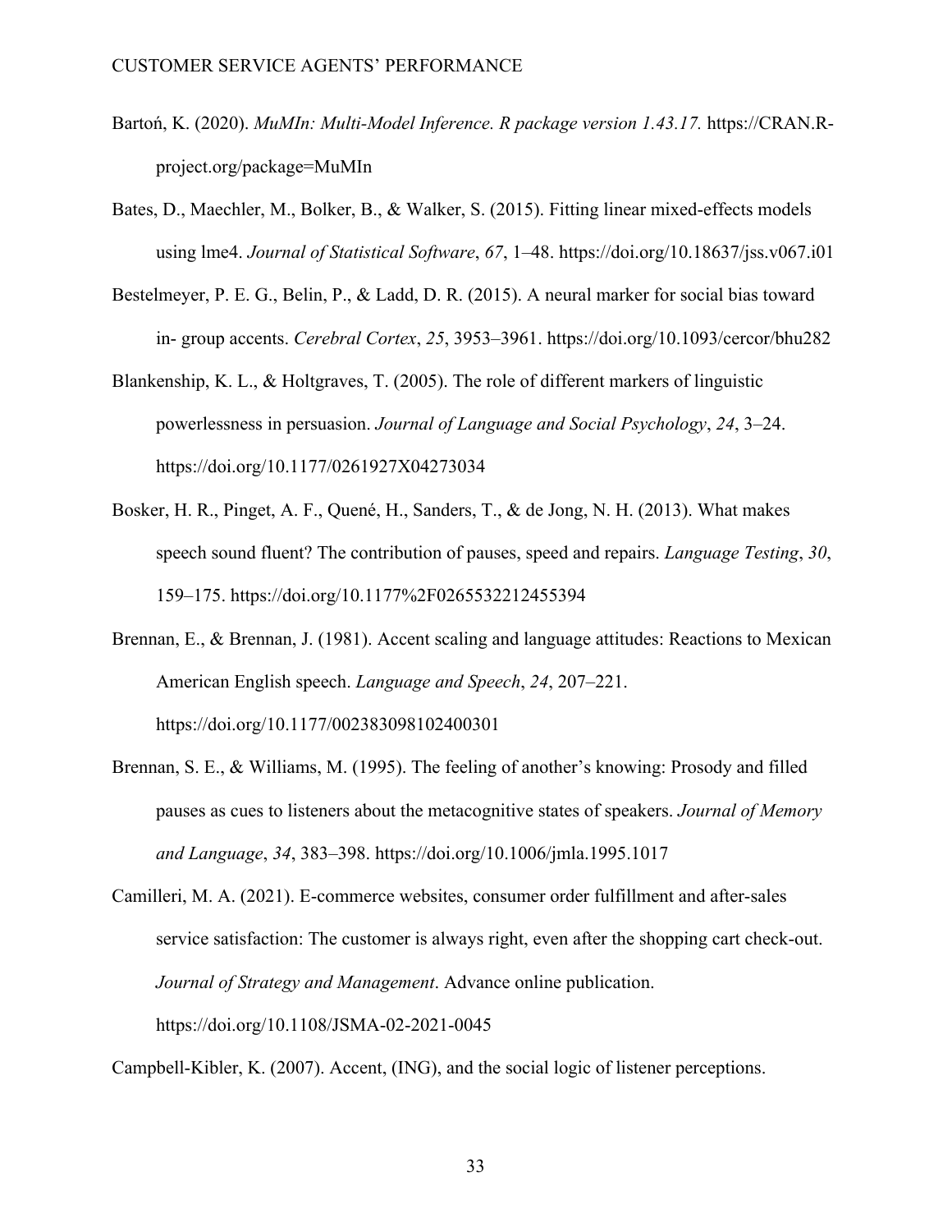Bartoń, K. (2020). *MuMIn: Multi-Model Inference. R package version 1.43.17.* https://CRAN.R-project.org/package=MuMIn

Bates, D., Maechler, M., Bolker, B., & Walker, S. (2015). Fitting linear mixed-effects models using lme4. *Journal of Statistical Software*, *67*, 1–48. https://doi.org/10.18637/jss.v067.i01

Bestelmeyer, P. E. G., Belin, P., & Ladd, D. R. (2015). A neural marker for social bias toward in- group accents. *Cerebral Cortex*, *25*, 3953–3961. https://doi.org/10.1093/cercor/bhu282

Blankenship, K. L., & Holtgraves, T. (2005). The role of different markers of linguistic powerlessness in persuasion. *Journal of Language and Social Psychology*, *24*, 3–24. https://doi.org/10.1177/0261927X04273034

Bosker, H. R., Pinget, A. F., Quené, H., Sanders, T., & de Jong, N. H. (2013). What makes speech sound fluent? The contribution of pauses, speed and repairs. *Language Testing*, *30*, 159–175. https://doi.org/10.1177%2F0265532212455394

Brennan, E., & Brennan, J. (1981). Accent scaling and language attitudes: Reactions to Mexican American English speech. *Language and Speech*, *24*, 207–221. https://doi.org/10.1177/002383098102400301

Brennan, S. E., & Williams, M. (1995). The feeling of another's knowing: Prosody and filled pauses as cues to listeners about the metacognitive states of speakers. *Journal of Memory and Language*, *34*, 383–398. https://doi.org/10.1006/jmla.1995.1017

Camilleri, M. A. (2021). E-commerce websites, consumer order fulfillment and after-sales service satisfaction: The customer is always right, even after the shopping cart check-out. *Journal of Strategy and Management*. Advance online publication. https://doi.org/10.1108/JSMA-02-2021-0045

Campbell-Kibler, K. (2007). Accent, (ING), and the social logic of listener perceptions.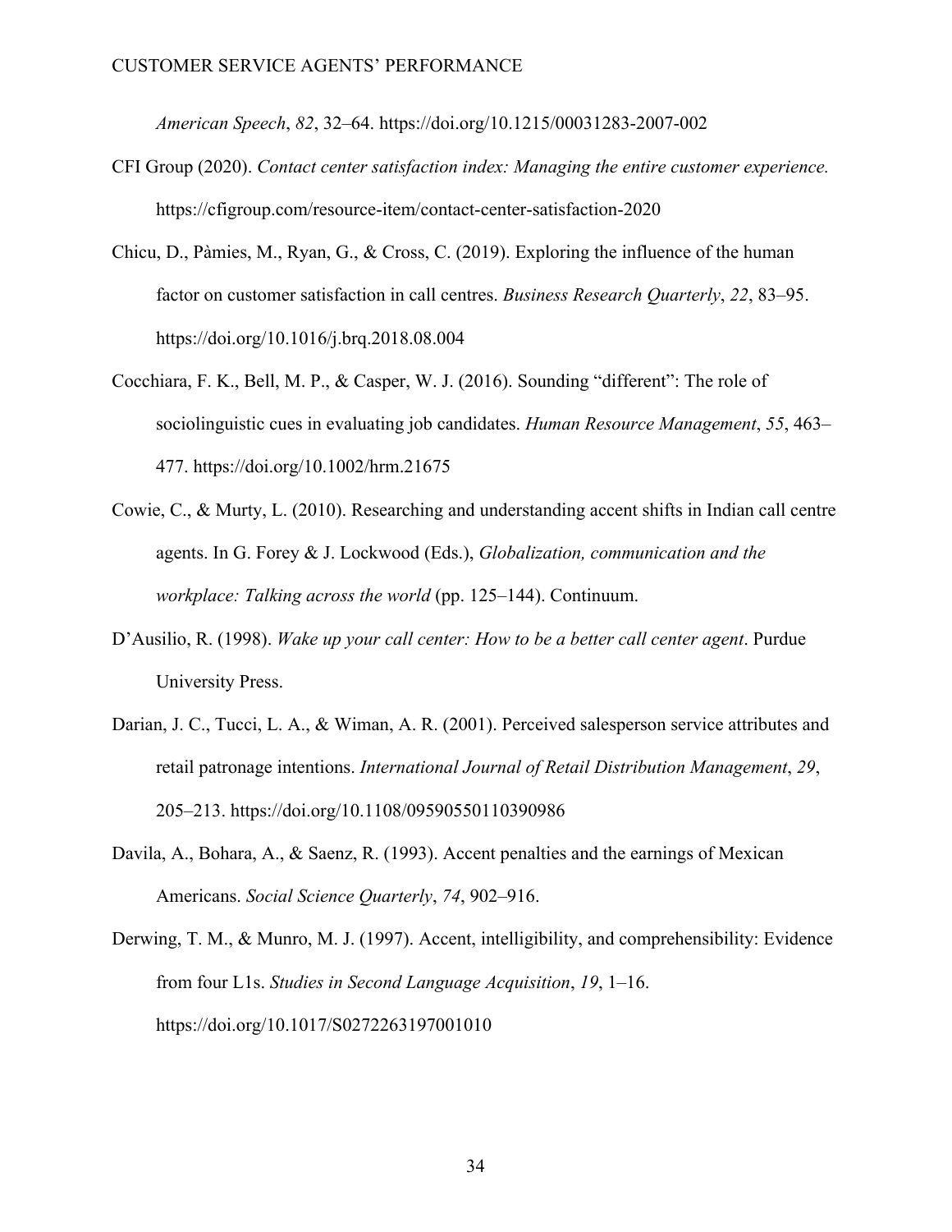*American Speech*, *82*, 32–64. https://doi.org/10.1215/00031283-2007-002

CFI Group (2020). *Contact center satisfaction index: Managing the entire customer experience.* https://cfigroup.com/resource-item/contact-center-satisfaction-2020

Chicu, D., Pàmies, M., Ryan, G., & Cross, C. (2019). Exploring the influence of the human factor on customer satisfaction in call centres. *Business Research Quarterly*, *22*, 83–95. https://doi.org/10.1016/j.brq.2018.08.004

Cocchiara, F. K., Bell, M. P., & Casper, W. J. (2016). Sounding "different": The role of sociolinguistic cues in evaluating job candidates. *Human Resource Management*, *55*, 463–477. https://doi.org/10.1002/hrm.21675

Cowie, C., & Murty, L. (2010). Researching and understanding accent shifts in Indian call centre agents. In G. Forey & J. Lockwood (Eds.), *Globalization, communication and the workplace: Talking across the world* (pp. 125–144). Continuum.

D'Ausilio, R. (1998). *Wake up your call center: How to be a better call center agent*. Purdue University Press.

Darian, J. C., Tucci, L. A., & Wiman, A. R. (2001). Perceived salesperson service attributes and retail patronage intentions. *International Journal of Retail Distribution Management*, *29*, 205–213. https://doi.org/10.1108/09590550110390986

Davila, A., Bohara, A., & Saenz, R. (1993). Accent penalties and the earnings of Mexican Americans. *Social Science Quarterly*, *74*, 902–916.

Derwing, T. M., & Munro, M. J. (1997). Accent, intelligibility, and comprehensibility: Evidence from four L1s. *Studies in Second Language Acquisition*, *19*, 1–16. https://doi.org/10.1017/S0272263197001010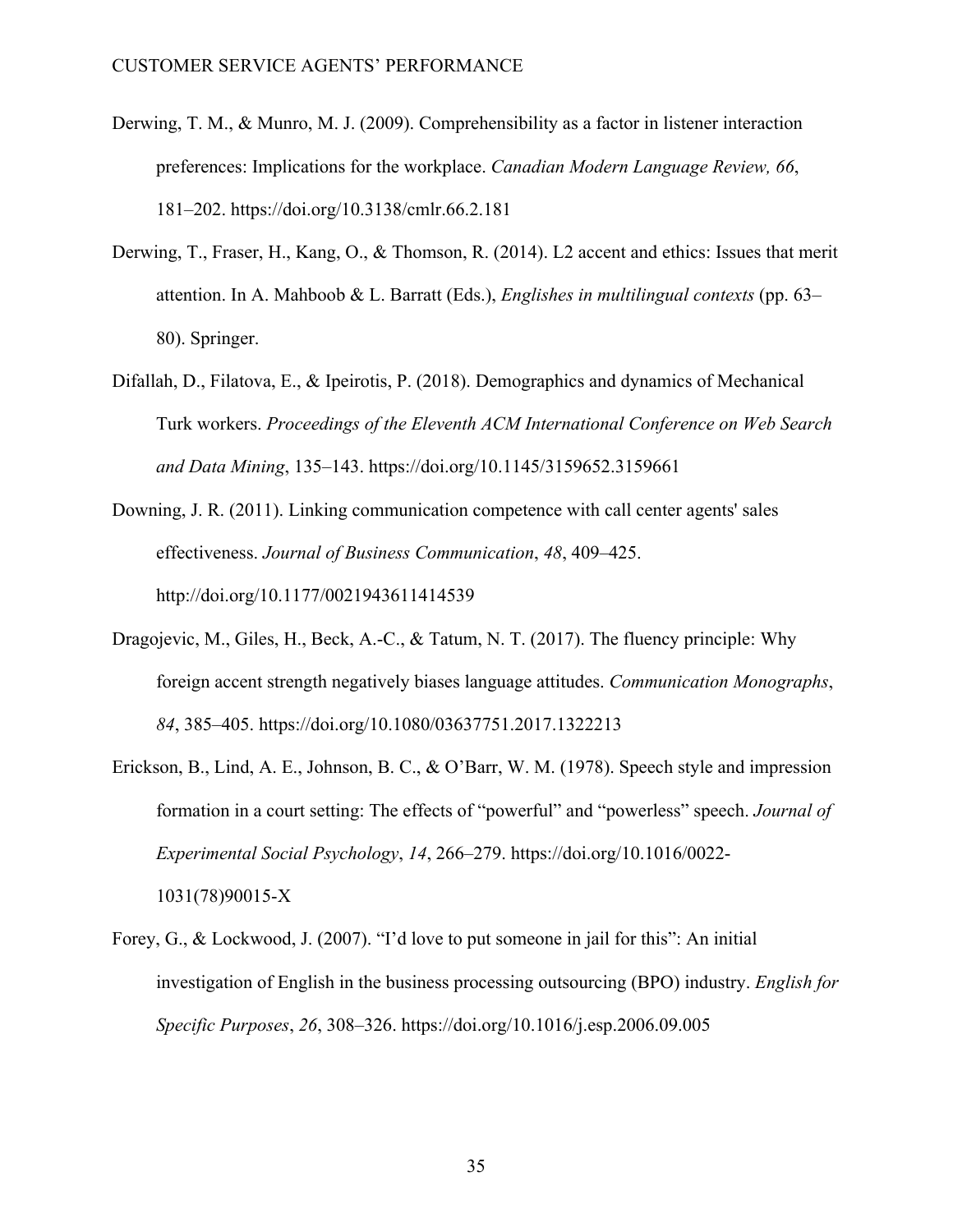Derwing, T. M., & Munro, M. J. (2009). Comprehensibility as a factor in listener interaction preferences: Implications for the workplace. *Canadian Modern Language Review, 66*, 181–202. https://doi.org/10.3138/cmlr.66.2.181

Derwing, T., Fraser, H., Kang, O., & Thomson, R. (2014). L2 accent and ethics: Issues that merit attention. In A. Mahboob & L. Barratt (Eds.), *Englishes in multilingual contexts* (pp. 63–80). Springer.

Difallah, D., Filatova, E., & Ipeirotis, P. (2018). Demographics and dynamics of Mechanical Turk workers. *Proceedings of the Eleventh ACM International Conference on Web Search and Data Mining*, 135–143. https://doi.org/10.1145/3159652.3159661

Downing, J. R. (2011). Linking communication competence with call center agents' sales effectiveness. *Journal of Business Communication*, *48*, 409–425. http://doi.org/10.1177/0021943611414539

Dragojevic, M., Giles, H., Beck, A.-C., & Tatum, N. T. (2017). The fluency principle: Why foreign accent strength negatively biases language attitudes. *Communication Monographs*, *84*, 385–405. https://doi.org/10.1080/03637751.2017.1322213

Erickson, B., Lind, A. E., Johnson, B. C., & O'Barr, W. M. (1978). Speech style and impression formation in a court setting: The effects of "powerful" and "powerless" speech. *Journal of Experimental Social Psychology*, *14*, 266–279. https://doi.org/10.1016/0022-1031(78)90015-X

Forey, G., & Lockwood, J. (2007). "I'd love to put someone in jail for this": An initial investigation of English in the business processing outsourcing (BPO) industry. *English for Specific Purposes*, *26*, 308–326. https://doi.org/10.1016/j.esp.2006.09.005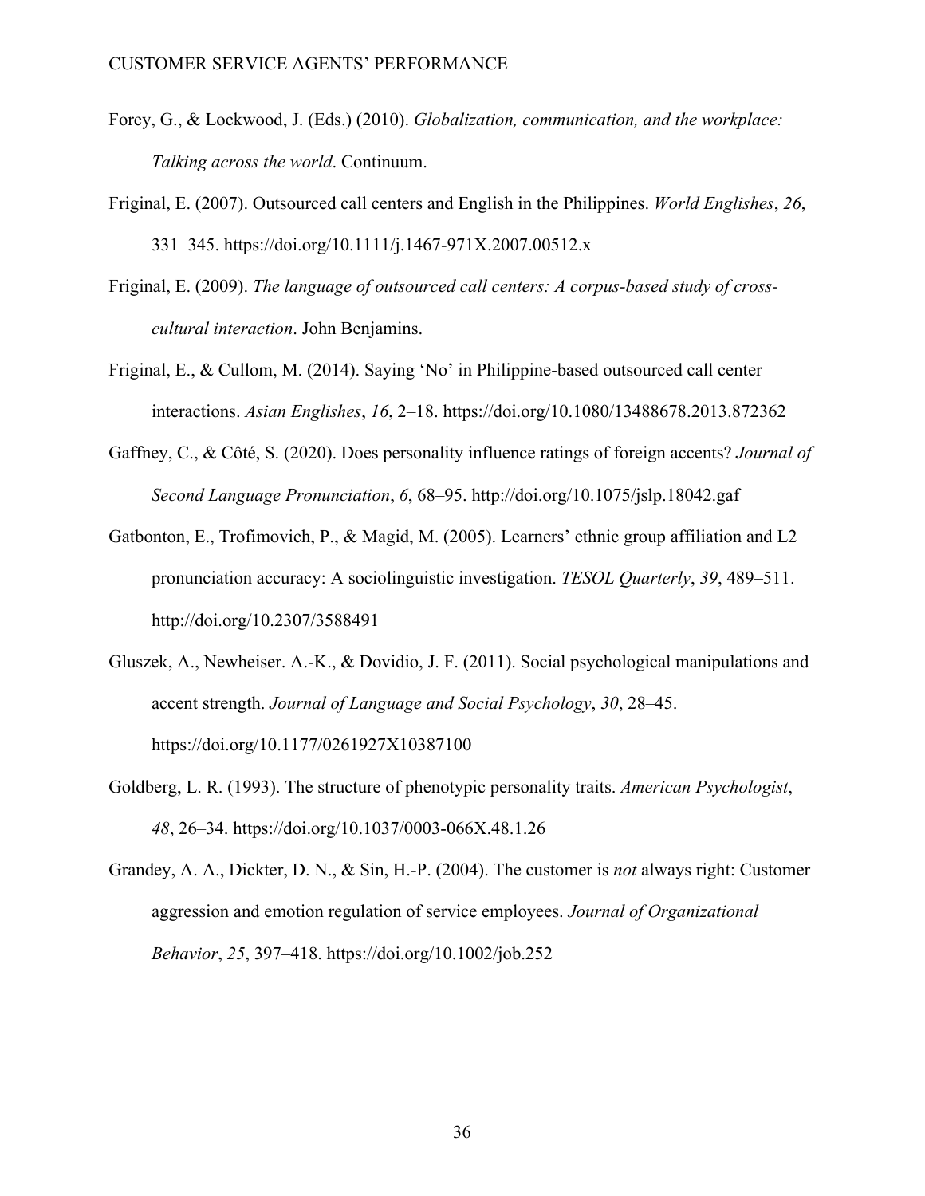Forey, G., & Lockwood, J. (Eds.) (2010). *Globalization, communication, and the workplace: Talking across the world*. Continuum.

Friginal, E. (2007). Outsourced call centers and English in the Philippines. *World Englishes*, *26*, 331–345. https://doi.org/10.1111/j.1467-971X.2007.00512.x

Friginal, E. (2009). *The language of outsourced call centers: A corpus-based study of cross-cultural interaction*. John Benjamins.

Friginal, E., & Cullom, M. (2014). Saying 'No' in Philippine-based outsourced call center interactions. *Asian Englishes*, *16*, 2–18. https://doi.org/10.1080/13488678.2013.872362

Gaffney, C., & Côté, S. (2020). Does personality influence ratings of foreign accents? *Journal of Second Language Pronunciation*, *6*, 68–95. http://doi.org/10.1075/jslp.18042.gaf

Gatbonton, E., Trofimovich, P., & Magid, M. (2005). Learners' ethnic group affiliation and L2 pronunciation accuracy: A sociolinguistic investigation. *TESOL Quarterly*, *39*, 489–511. http://doi.org/10.2307/3588491

Gluszek, A., Newheiser. A.-K., & Dovidio, J. F. (2011). Social psychological manipulations and accent strength. *Journal of Language and Social Psychology*, *30*, 28–45. https://doi.org/10.1177/0261927X10387100

Goldberg, L. R. (1993). The structure of phenotypic personality traits. *American Psychologist*, *48*, 26–34. https://doi.org/10.1037/0003-066X.48.1.26

Grandey, A. A., Dickter, D. N., & Sin, H.-P. (2004). The customer is *not* always right: Customer aggression and emotion regulation of service employees. *Journal of Organizational Behavior*, *25*, 397–418. https://doi.org/10.1002/job.252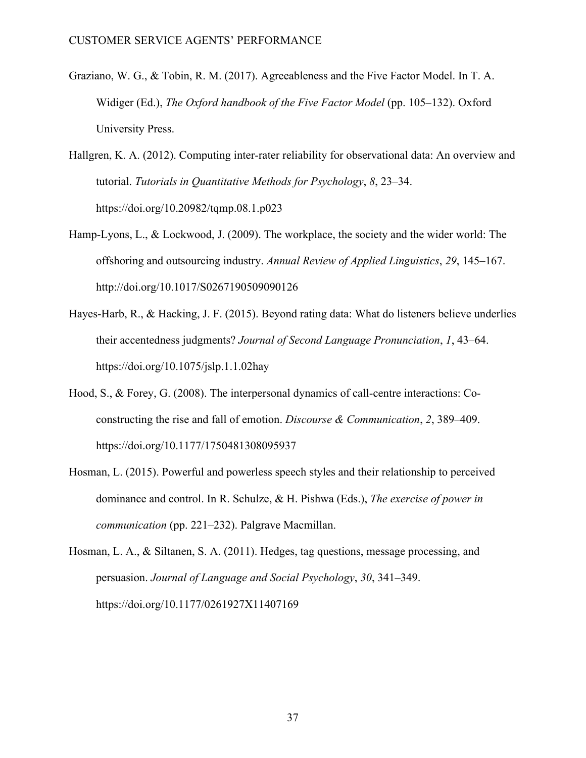Graziano, W. G., & Tobin, R. M. (2017). Agreeableness and the Five Factor Model. In T. A. Widiger (Ed.), *The Oxford handbook of the Five Factor Model* (pp. 105–132). Oxford University Press.

Hallgren, K. A. (2012). Computing inter-rater reliability for observational data: An overview and tutorial. *Tutorials in Quantitative Methods for Psychology*, *8*, 23–34. https://doi.org/10.20982/tqmp.08.1.p023

Hamp-Lyons, L., & Lockwood, J. (2009). The workplace, the society and the wider world: The offshoring and outsourcing industry. *Annual Review of Applied Linguistics*, *29*, 145–167. http://doi.org/10.1017/S0267190509090126

Hayes-Harb, R., & Hacking, J. F. (2015). Beyond rating data: What do listeners believe underlies their accentedness judgments? *Journal of Second Language Pronunciation*, *1*, 43–64. https://doi.org/10.1075/jslp.1.1.02hay

Hood, S., & Forey, G. (2008). The interpersonal dynamics of call-centre interactions: Co-constructing the rise and fall of emotion. *Discourse & Communication*, *2*, 389–409. https://doi.org/10.1177/1750481308095937

Hosman, L. (2015). Powerful and powerless speech styles and their relationship to perceived dominance and control. In R. Schulze, & H. Pishwa (Eds.), *The exercise of power in communication* (pp. 221–232). Palgrave Macmillan.

Hosman, L. A., & Siltanen, S. A. (2011). Hedges, tag questions, message processing, and persuasion. *Journal of Language and Social Psychology*, *30*, 341–349. https://doi.org/10.1177/0261927X11407169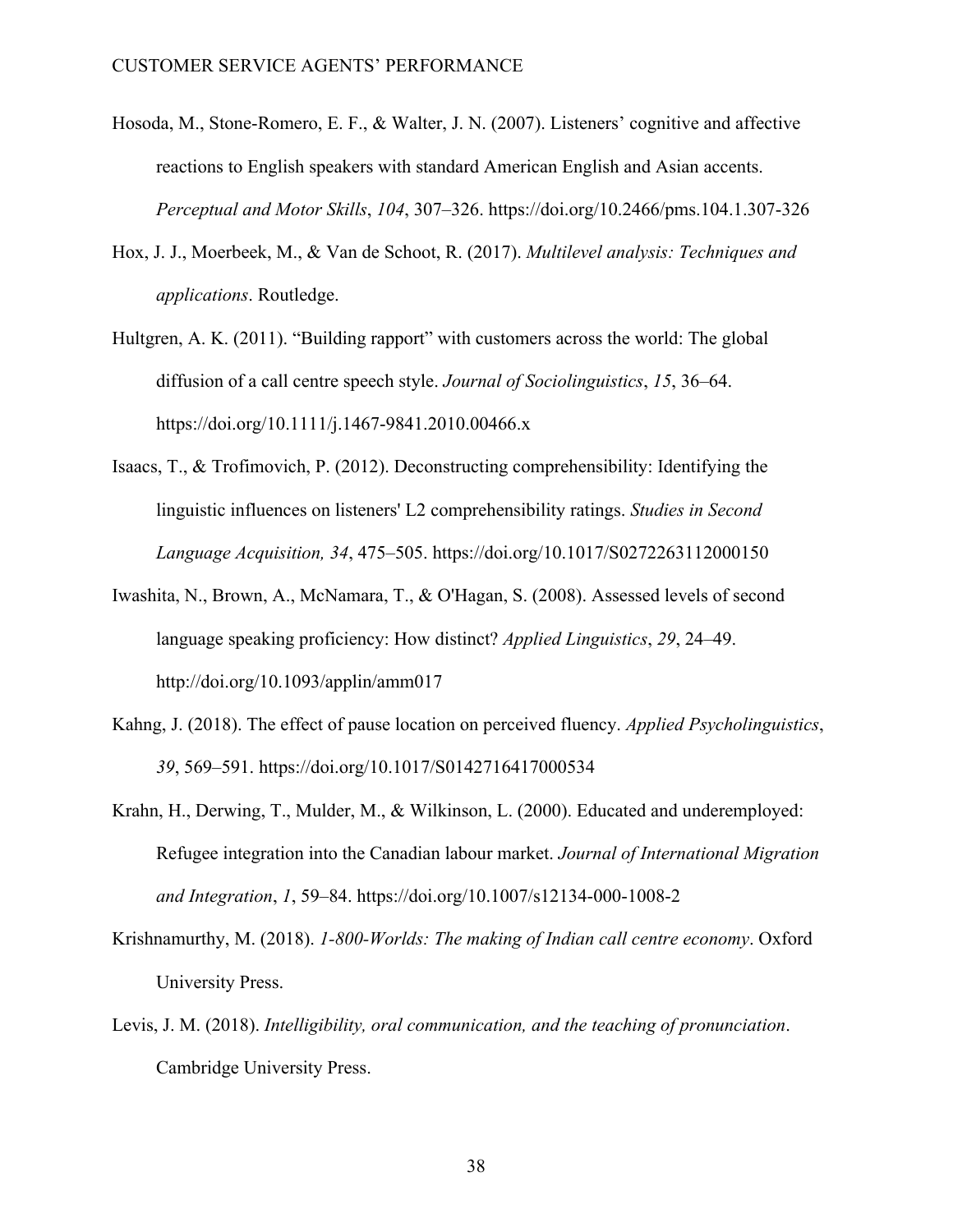Hosoda, M., Stone-Romero, E. F., & Walter, J. N. (2007). Listeners' cognitive and affective reactions to English speakers with standard American English and Asian accents. *Perceptual and Motor Skills*, *104*, 307–326. https://doi.org/10.2466/pms.104.1.307-326

Hox, J. J., Moerbeek, M., & Van de Schoot, R. (2017). *Multilevel analysis: Techniques and applications*. Routledge.

Hultgren, A. K. (2011). "Building rapport" with customers across the world: The global diffusion of a call centre speech style. *Journal of Sociolinguistics*, *15*, 36–64. https://doi.org/10.1111/j.1467-9841.2010.00466.x

Isaacs, T., & Trofimovich, P. (2012). Deconstructing comprehensibility: Identifying the linguistic influences on listeners' L2 comprehensibility ratings. *Studies in Second Language Acquisition, 34*, 475–505. https://doi.org/10.1017/S0272263112000150

Iwashita, N., Brown, A., McNamara, T., & O'Hagan, S. (2008). Assessed levels of second language speaking proficiency: How distinct? *Applied Linguistics*, *29*, 24–49. http://doi.org/10.1093/applin/amm017

Kahng, J. (2018). The effect of pause location on perceived fluency. *Applied Psycholinguistics*, *39*, 569–591. https://doi.org/10.1017/S0142716417000534

Krahn, H., Derwing, T., Mulder, M., & Wilkinson, L. (2000). Educated and underemployed: Refugee integration into the Canadian labour market. *Journal of International Migration and Integration*, *1*, 59–84. https://doi.org/10.1007/s12134-000-1008-2

Krishnamurthy, M. (2018). *1-800-Worlds: The making of Indian call centre economy*. Oxford University Press.

Levis, J. M. (2018). *Intelligibility, oral communication, and the teaching of pronunciation*. Cambridge University Press.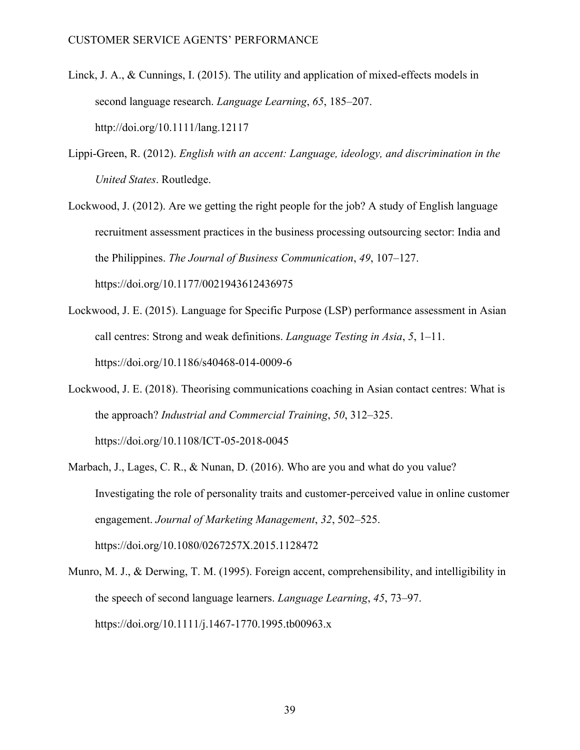Linck, J. A., & Cunnings, I. (2015). The utility and application of mixed-effects models in second language research. *Language Learning*, *65*, 185–207. http://doi.org/10.1111/lang.12117

Lippi-Green, R. (2012). *English with an accent: Language, ideology, and discrimination in the United States*. Routledge.

Lockwood, J. (2012). Are we getting the right people for the job? A study of English language recruitment assessment practices in the business processing outsourcing sector: India and the Philippines. *The Journal of Business Communication*, *49*, 107–127. https://doi.org/10.1177/0021943612436975

Lockwood, J. E. (2015). Language for Specific Purpose (LSP) performance assessment in Asian call centres: Strong and weak definitions. *Language Testing in Asia*, *5*, 1–11. https://doi.org/10.1186/s40468-014-0009-6

Lockwood, J. E. (2018). Theorising communications coaching in Asian contact centres: What is the approach? *Industrial and Commercial Training*, *50*, 312–325. https://doi.org/10.1108/ICT-05-2018-0045

Marbach, J., Lages, C. R., & Nunan, D. (2016). Who are you and what do you value? Investigating the role of personality traits and customer-perceived value in online customer engagement. *Journal of Marketing Management*, *32*, 502–525. https://doi.org/10.1080/0267257X.2015.1128472

Munro, M. J., & Derwing, T. M. (1995). Foreign accent, comprehensibility, and intelligibility in the speech of second language learners. *Language Learning*, *45*, 73–97. https://doi.org/10.1111/j.1467-1770.1995.tb00963.x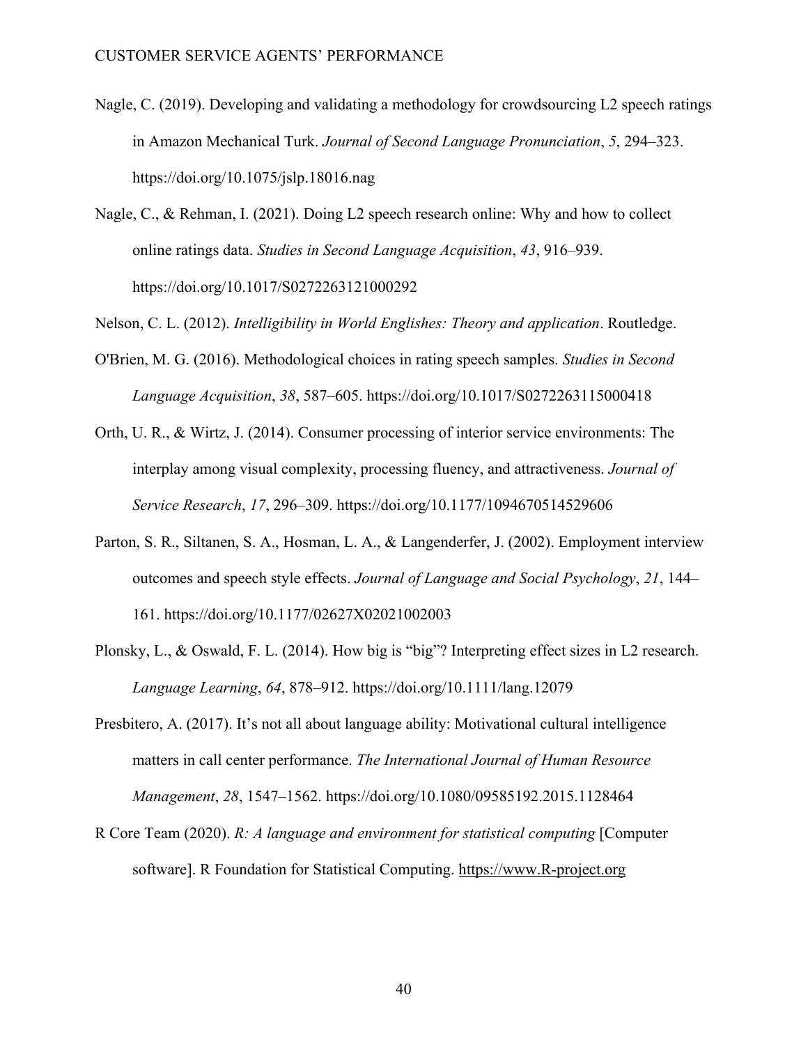Nagle, C. (2019). Developing and validating a methodology for crowdsourcing L2 speech ratings in Amazon Mechanical Turk. *Journal of Second Language Pronunciation*, *5*, 294–323. https://doi.org/10.1075/jslp.18016.nag

Nagle, C., & Rehman, I. (2021). Doing L2 speech research online: Why and how to collect online ratings data. *Studies in Second Language Acquisition*, *43*, 916–939. https://doi.org/10.1017/S0272263121000292

Nelson, C. L. (2012). *Intelligibility in World Englishes: Theory and application*. Routledge.

O'Brien, M. G. (2016). Methodological choices in rating speech samples. *Studies in Second Language Acquisition*, *38*, 587–605. https://doi.org/10.1017/S0272263115000418

Orth, U. R., & Wirtz, J. (2014). Consumer processing of interior service environments: The interplay among visual complexity, processing fluency, and attractiveness. *Journal of Service Research*, *17*, 296–309. https://doi.org/10.1177/1094670514529606

Parton, S. R., Siltanen, S. A., Hosman, L. A., & Langenderfer, J. (2002). Employment interview outcomes and speech style effects. *Journal of Language and Social Psychology*, *21*, 144–161. https://doi.org/10.1177/02627X02021002003

Plonsky, L., & Oswald, F. L. (2014). How big is "big"? Interpreting effect sizes in L2 research. *Language Learning*, *64*, 878–912. https://doi.org/10.1111/lang.12079

Presbitero, A. (2017). It's not all about language ability: Motivational cultural intelligence matters in call center performance. *The International Journal of Human Resource Management*, *28*, 1547–1562. https://doi.org/10.1080/09585192.2015.1128464

R Core Team (2020). *R: A language and environment for statistical computing* [Computer software]. R Foundation for Statistical Computing. https://www.R-project.org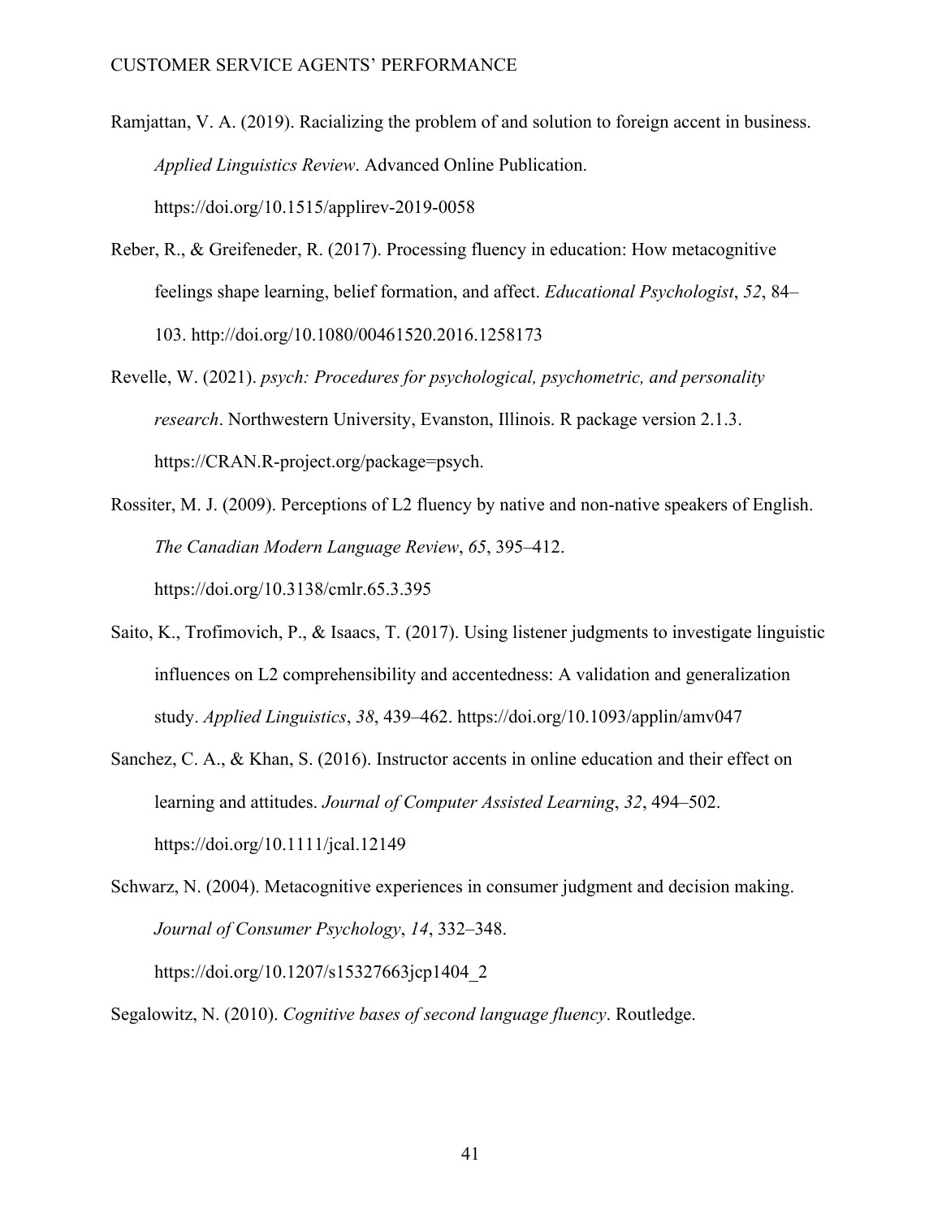Ramjattan, V. A. (2019). Racializing the problem of and solution to foreign accent in business. *Applied Linguistics Review*. Advanced Online Publication. https://doi.org/10.1515/applirev-2019-0058

Reber, R., & Greifeneder, R. (2017). Processing fluency in education: How metacognitive feelings shape learning, belief formation, and affect. *Educational Psychologist*, *52*, 84–103. http://doi.org/10.1080/00461520.2016.1258173

Revelle, W. (2021). *psych: Procedures for psychological, psychometric, and personality research*. Northwestern University, Evanston, Illinois. R package version 2.1.3. https://CRAN.R-project.org/package=psych.

Rossiter, M. J. (2009). Perceptions of L2 fluency by native and non-native speakers of English. *The Canadian Modern Language Review*, *65*, 395–412. https://doi.org/10.3138/cmlr.65.3.395

Saito, K., Trofimovich, P., & Isaacs, T. (2017). Using listener judgments to investigate linguistic influences on L2 comprehensibility and accentedness: A validation and generalization study. *Applied Linguistics*, *38*, 439–462. https://doi.org/10.1093/applin/amv047

Sanchez, C. A., & Khan, S. (2016). Instructor accents in online education and their effect on learning and attitudes. *Journal of Computer Assisted Learning*, *32*, 494–502. https://doi.org/10.1111/jcal.12149

Schwarz, N. (2004). Metacognitive experiences in consumer judgment and decision making. *Journal of Consumer Psychology*, *14*, 332–348. https://doi.org/10.1207/s15327663jcp1404_2

Segalowitz, N. (2010). *Cognitive bases of second language fluency*. Routledge.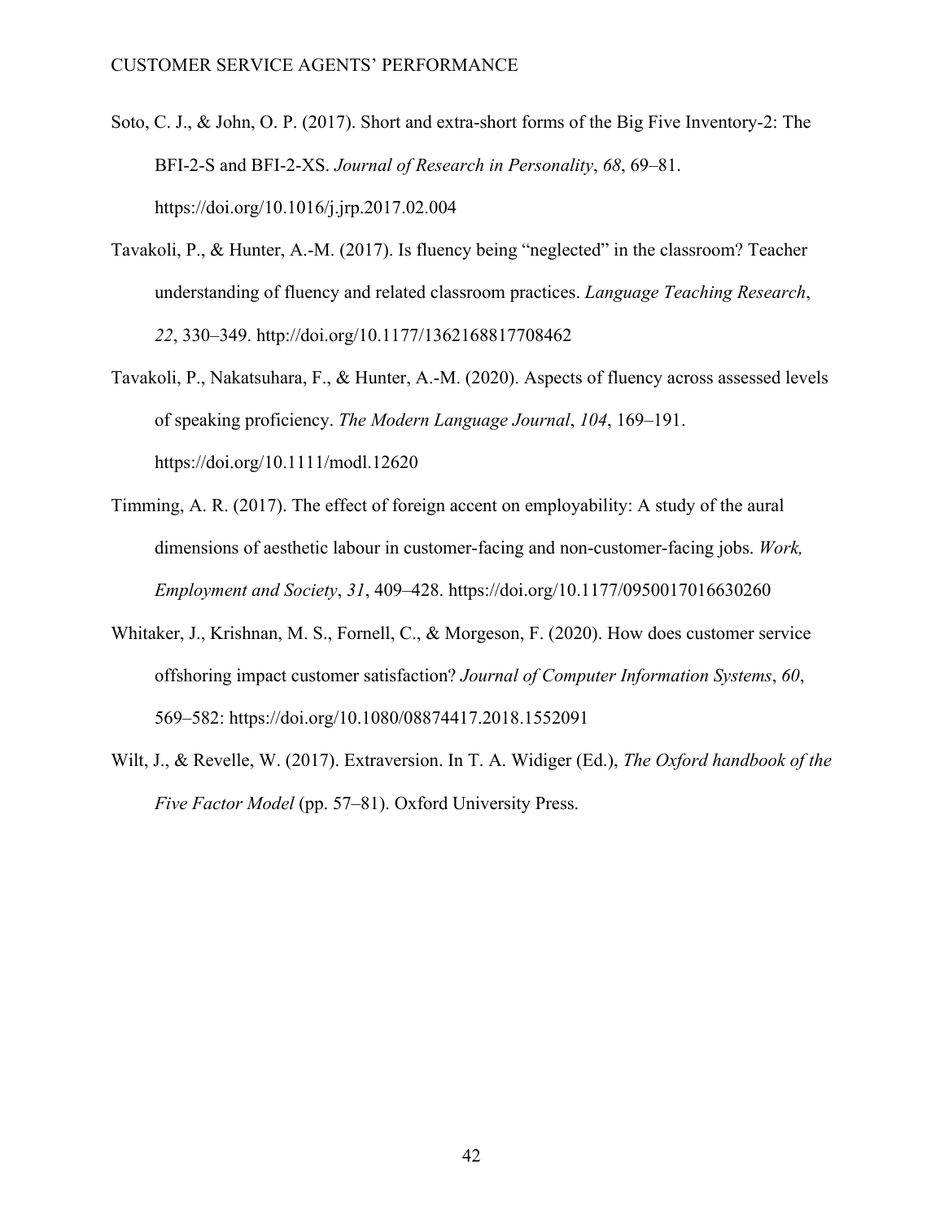Soto, C. J., & John, O. P. (2017). Short and extra-short forms of the Big Five Inventory-2: The BFI-2-S and BFI-2-XS. *Journal of Research in Personality*, *68*, 69–81. https://doi.org/10.1016/j.jrp.2017.02.004

Tavakoli, P., & Hunter, A.-M. (2017). Is fluency being “neglected” in the classroom? Teacher understanding of fluency and related classroom practices. *Language Teaching Research*, *22*, 330–349. http://doi.org/10.1177/1362168817708462

Tavakoli, P., Nakatsuhara, F., & Hunter, A.-M. (2020). Aspects of fluency across assessed levels of speaking proficiency. *The Modern Language Journal*, *104*, 169–191. https://doi.org/10.1111/modl.12620

Timming, A. R. (2017). The effect of foreign accent on employability: A study of the aural dimensions of aesthetic labour in customer-facing and non-customer-facing jobs. *Work, Employment and Society*, *31*, 409–428. https://doi.org/10.1177/0950017016630260

Whitaker, J., Krishnan, M. S., Fornell, C., & Morgeson, F. (2020). How does customer service offshoring impact customer satisfaction? *Journal of Computer Information Systems*, *60*, 569–582: https://doi.org/10.1080/08874417.2018.1552091

Wilt, J., & Revelle, W. (2017). Extraversion. In T. A. Widiger (Ed.), *The Oxford handbook of the Five Factor Model* (pp. 57–81). Oxford University Press.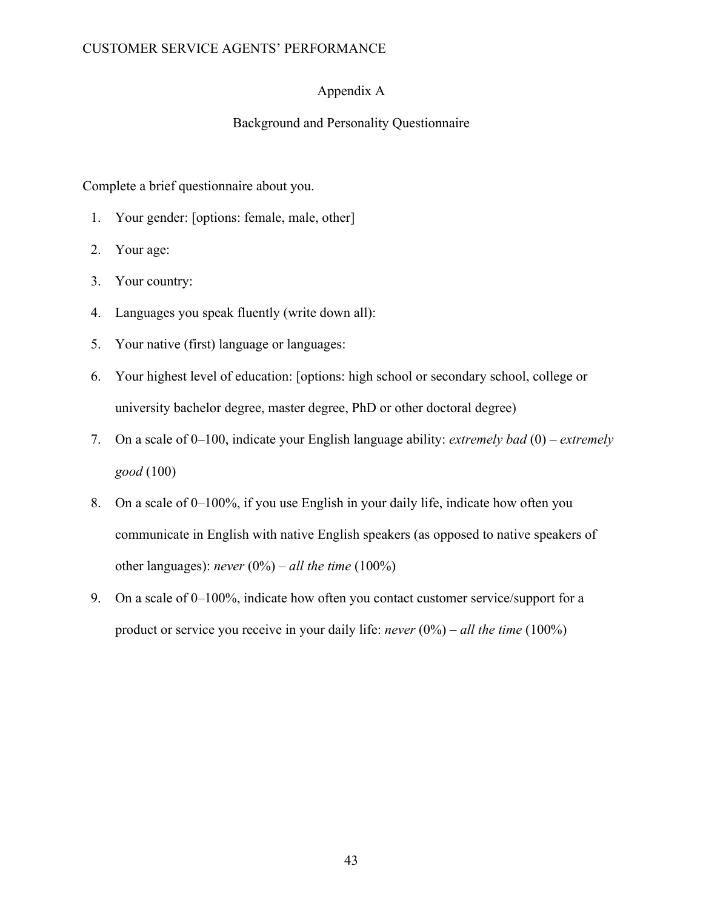# Appendix A

## Background and Personality Questionnaire

Complete a brief questionnaire about you.

1. Your gender: [options: female, male, other]
2. Your age:
3. Your country:
4. Languages you speak fluently (write down all):
5. Your native (first) language or languages:
6. Your highest level of education: [options: high school or secondary school, college or university bachelor degree, master degree, PhD or other doctoral degree)
7. On a scale of 0–100, indicate your English language ability: *extremely bad* (0) – *extremely good* (100)
8. On a scale of 0–100%, if you use English in your daily life, indicate how often you communicate in English with native English speakers (as opposed to native speakers of other languages): *never* (0%) – *all the time* (100%)
9. On a scale of 0–100%, indicate how often you contact customer service/support for a product or service you receive in your daily life: *never* (0%) – *all the time* (100%)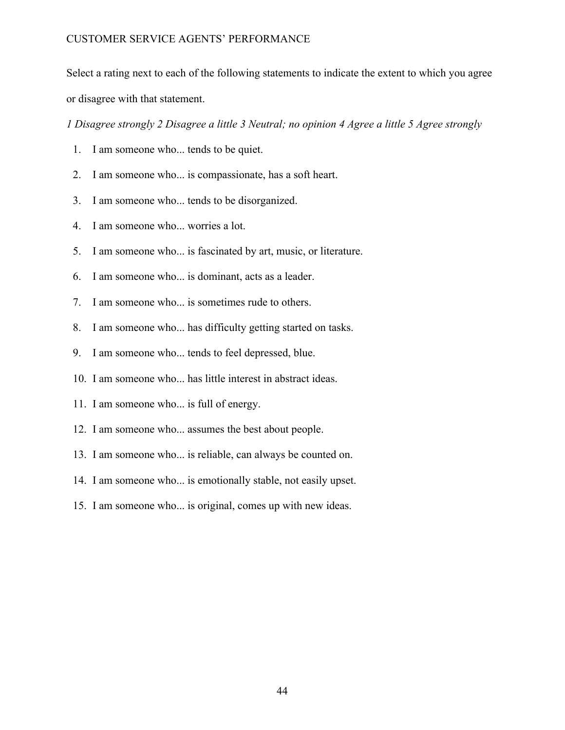Select a rating next to each of the following statements to indicate the extent to which you agree or disagree with that statement.

*1 Disagree strongly 2 Disagree a little 3 Neutral; no opinion 4 Agree a little 5 Agree strongly*

1. I am someone who... tends to be quiet.
2. I am someone who... is compassionate, has a soft heart.
3. I am someone who... tends to be disorganized.
4. I am someone who... worries a lot.
5. I am someone who... is fascinated by art, music, or literature.
6. I am someone who... is dominant, acts as a leader.
7. I am someone who... is sometimes rude to others.
8. I am someone who... has difficulty getting started on tasks.
9. I am someone who... tends to feel depressed, blue.
10. I am someone who... has little interest in abstract ideas.
11. I am someone who... is full of energy.
12. I am someone who... assumes the best about people.
13. I am someone who... is reliable, can always be counted on.
14. I am someone who... is emotionally stable, not easily upset.
15. I am someone who... is original, comes up with new ideas.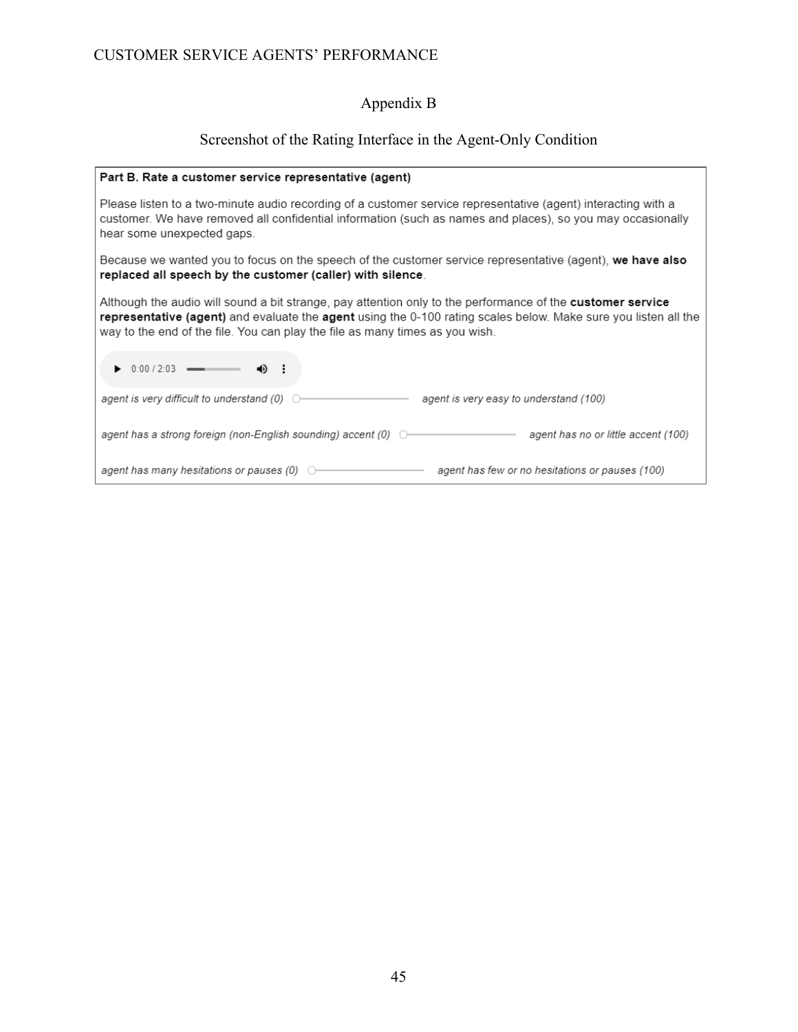# Appendix B

## Screenshot of the Rating Interface in the Agent-Only Condition

**Part B. Rate a customer service representative (agent)**

Please listen to a two-minute audio recording of a customer service representative (agent) interacting with a customer. We have removed all confidential information (such as names and places), so you may occasionally hear some unexpected gaps.

Because we wanted you to focus on the speech of the customer service representative (agent), **we have also replaced all speech by the customer (caller) with silence**.

Although the audio will sound a bit strange, pay attention only to the performance of the **customer service representative (agent)** and evaluate the **agent** using the 0-100 rating scales below. Make sure you listen all the way to the end of the file. You can play the file as many times as you wish.

0:00 / 2:03

*agent is very difficult to understand (0)* — *agent is very easy to understand (100)*

*agent has a strong foreign (non-English sounding) accent (0)* — *agent has no or little accent (100)*

*agent has many hesitations or pauses (0)* — *agent has few or no hesitations or pauses (100)*